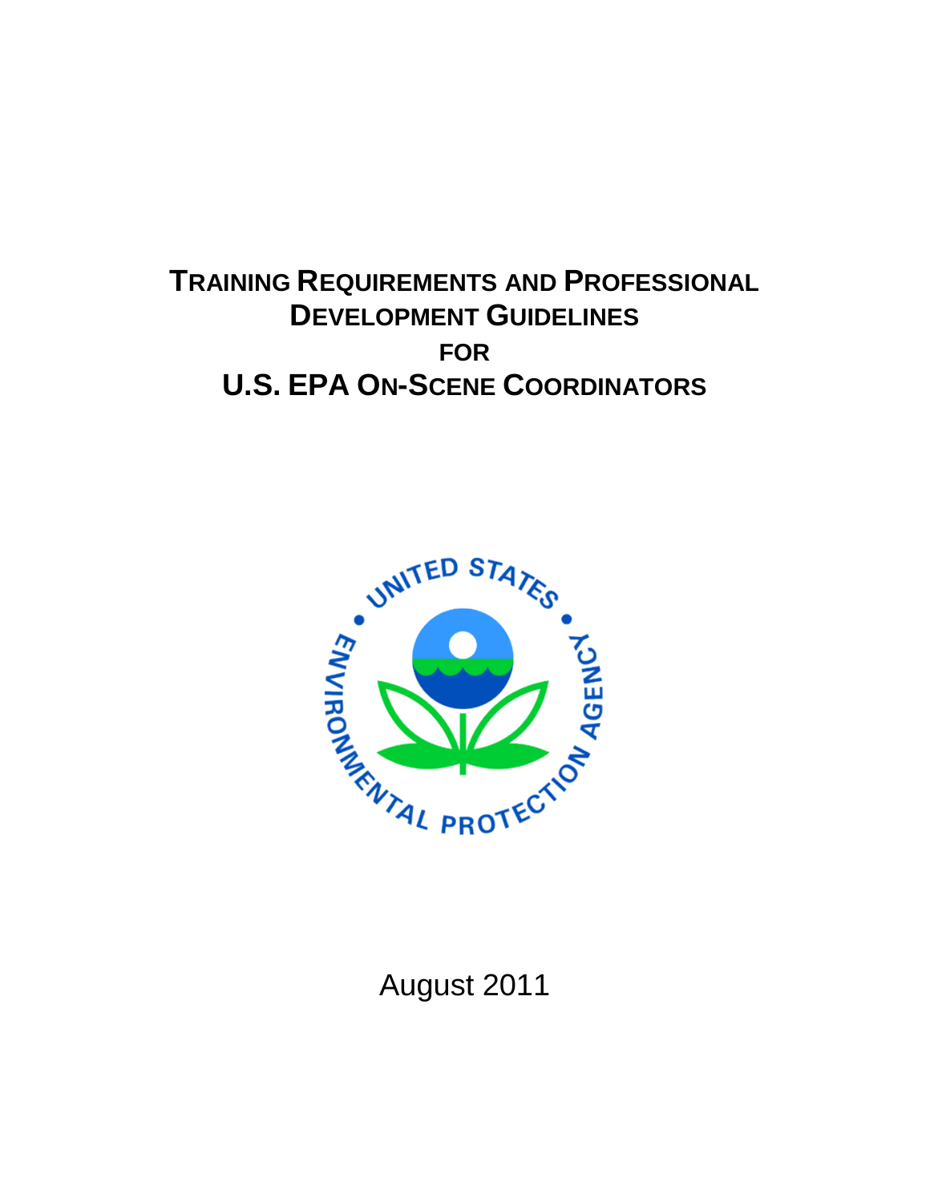# TRAINING REQUIREMENTS AND PROFESSIONAL DEVELOPMENT GUIDELINES

## FOR

# U.S. EPA ON-SCENE COORDINATORS

August 2011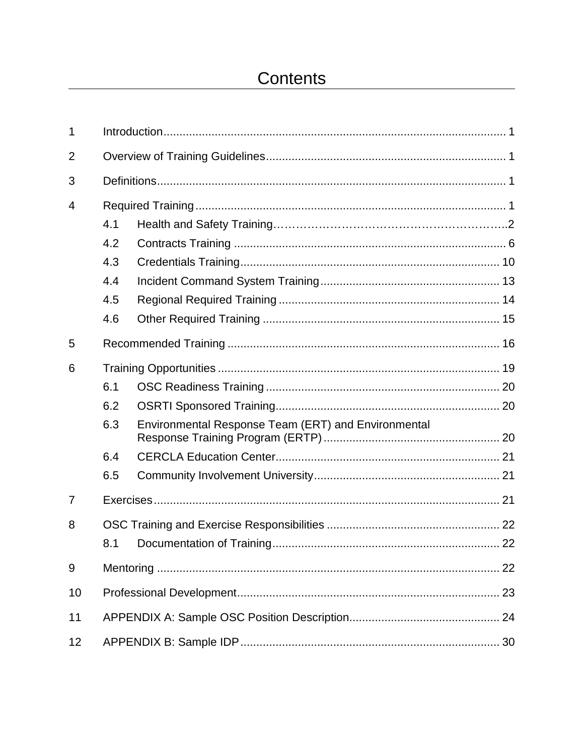# Contents

| | | |
|---|---|---|
| 1 | Introduction | 1 |
| 2 | Overview of Training Guidelines | 1 |
| 3 | Definitions | 1 |
| 4 | Required Training | 1 |
| 4.1 | Health and Safety Training | 2 |
| 4.2 | Contracts Training | 6 |
| 4.3 | Credentials Training | 10 |
| 4.4 | Incident Command System Training | 13 |
| 4.5 | Regional Required Training | 14 |
| 4.6 | Other Required Training | 15 |
| 5 | Recommended Training | 16 |
| 6 | Training Opportunities | 19 |
| 6.1 | OSC Readiness Training | 20 |
| 6.2 | OSRTI Sponsored Training | 20 |
| 6.3 | Environmental Response Team (ERT) and Environmental Response Training Program (ERTP) | 20 |
| 6.4 | CERCLA Education Center | 21 |
| 6.5 | Community Involvement University | 21 |
| 7 | Exercises | 21 |
| 8 | OSC Training and Exercise Responsibilities | 22 |
| 8.1 | Documentation of Training | 22 |
| 9 | Mentoring | 22 |
| 10 | Professional Development | 23 |
| 11 | APPENDIX A: Sample OSC Position Description | 24 |
| 12 | APPENDIX B: Sample IDP | 30 |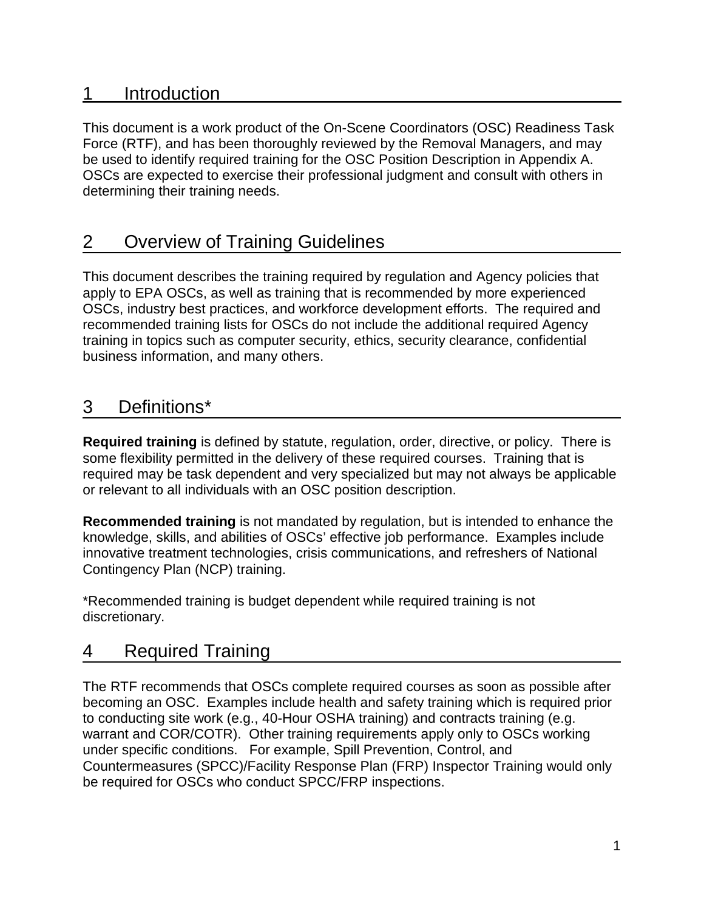# 1 Introduction

This document is a work product of the On-Scene Coordinators (OSC) Readiness Task Force (RTF), and has been thoroughly reviewed by the Removal Managers, and may be used to identify required training for the OSC Position Description in Appendix A. OSCs are expected to exercise their professional judgment and consult with others in determining their training needs.

# 2 Overview of Training Guidelines

This document describes the training required by regulation and Agency policies that apply to EPA OSCs, as well as training that is recommended by more experienced OSCs, industry best practices, and workforce development efforts. The required and recommended training lists for OSCs do not include the additional required Agency training in topics such as computer security, ethics, security clearance, confidential business information, and many others.

# 3 Definitions*

**Required training** is defined by statute, regulation, order, directive, or policy. There is some flexibility permitted in the delivery of these required courses. Training that is required may be task dependent and very specialized but may not always be applicable or relevant to all individuals with an OSC position description.

**Recommended training** is not mandated by regulation, but is intended to enhance the knowledge, skills, and abilities of OSCs' effective job performance. Examples include innovative treatment technologies, crisis communications, and refreshers of National Contingency Plan (NCP) training.

*Recommended training is budget dependent while required training is not discretionary.

# 4 Required Training

The RTF recommends that OSCs complete required courses as soon as possible after becoming an OSC. Examples include health and safety training which is required prior to conducting site work (e.g., 40-Hour OSHA training) and contracts training (e.g. warrant and COR/COTR). Other training requirements apply only to OSCs working under specific conditions. For example, Spill Prevention, Control, and Countermeasures (SPCC)/Facility Response Plan (FRP) Inspector Training would only be required for OSCs who conduct SPCC/FRP inspections.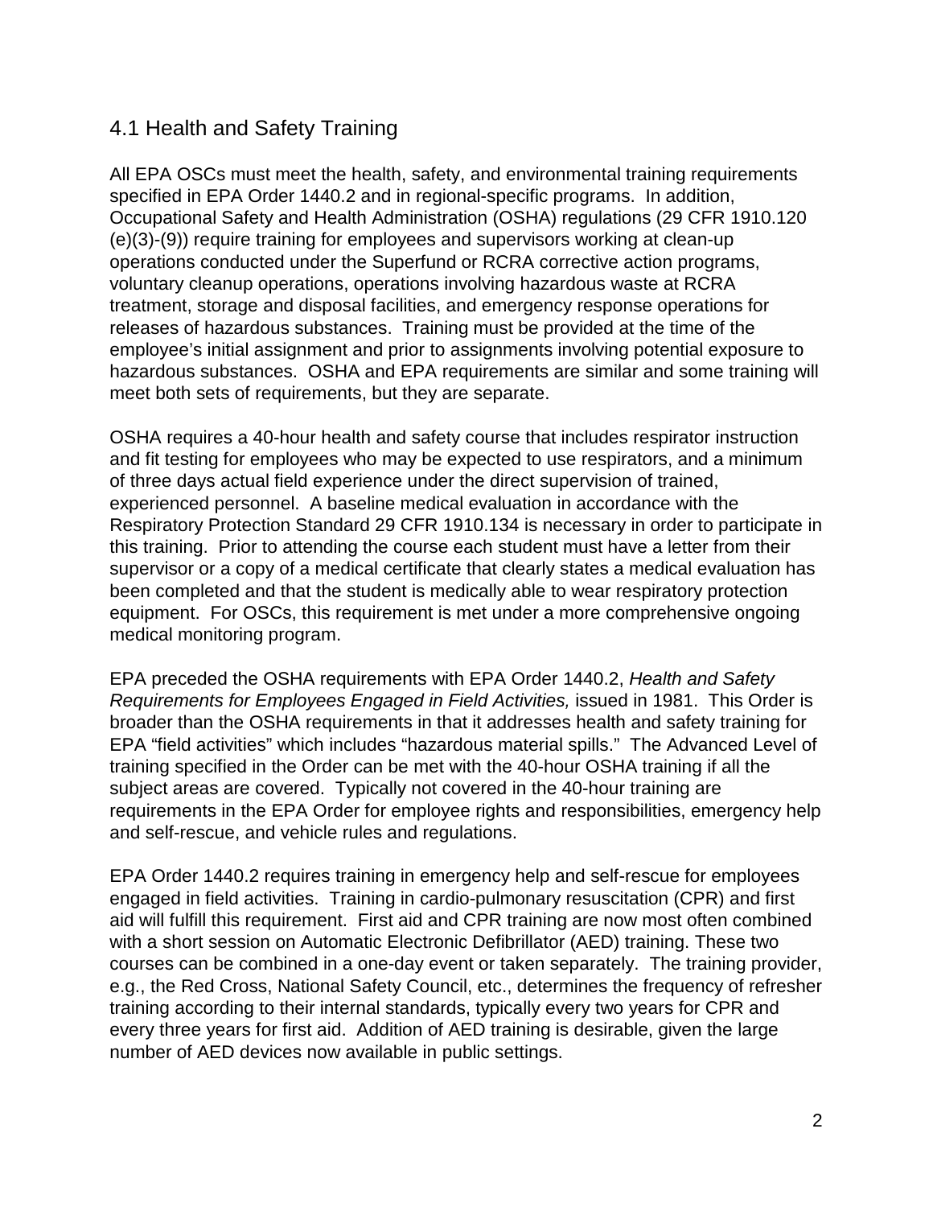## 4.1 Health and Safety Training

All EPA OSCs must meet the health, safety, and environmental training requirements specified in EPA Order 1440.2 and in regional-specific programs. In addition, Occupational Safety and Health Administration (OSHA) regulations (29 CFR 1910.120 (e)(3)-(9)) require training for employees and supervisors working at clean-up operations conducted under the Superfund or RCRA corrective action programs, voluntary cleanup operations, operations involving hazardous waste at RCRA treatment, storage and disposal facilities, and emergency response operations for releases of hazardous substances. Training must be provided at the time of the employee's initial assignment and prior to assignments involving potential exposure to hazardous substances. OSHA and EPA requirements are similar and some training will meet both sets of requirements, but they are separate.

OSHA requires a 40-hour health and safety course that includes respirator instruction and fit testing for employees who may be expected to use respirators, and a minimum of three days actual field experience under the direct supervision of trained, experienced personnel. A baseline medical evaluation in accordance with the Respiratory Protection Standard 29 CFR 1910.134 is necessary in order to participate in this training. Prior to attending the course each student must have a letter from their supervisor or a copy of a medical certificate that clearly states a medical evaluation has been completed and that the student is medically able to wear respiratory protection equipment. For OSCs, this requirement is met under a more comprehensive ongoing medical monitoring program.

EPA preceded the OSHA requirements with EPA Order 1440.2, *Health and Safety Requirements for Employees Engaged in Field Activities,* issued in 1981. This Order is broader than the OSHA requirements in that it addresses health and safety training for EPA "field activities" which includes "hazardous material spills." The Advanced Level of training specified in the Order can be met with the 40-hour OSHA training if all the subject areas are covered. Typically not covered in the 40-hour training are requirements in the EPA Order for employee rights and responsibilities, emergency help and self-rescue, and vehicle rules and regulations.

EPA Order 1440.2 requires training in emergency help and self-rescue for employees engaged in field activities. Training in cardio-pulmonary resuscitation (CPR) and first aid will fulfill this requirement. First aid and CPR training are now most often combined with a short session on Automatic Electronic Defibrillator (AED) training. These two courses can be combined in a one-day event or taken separately. The training provider, e.g., the Red Cross, National Safety Council, etc., determines the frequency of refresher training according to their internal standards, typically every two years for CPR and every three years for first aid. Addition of AED training is desirable, given the large number of AED devices now available in public settings.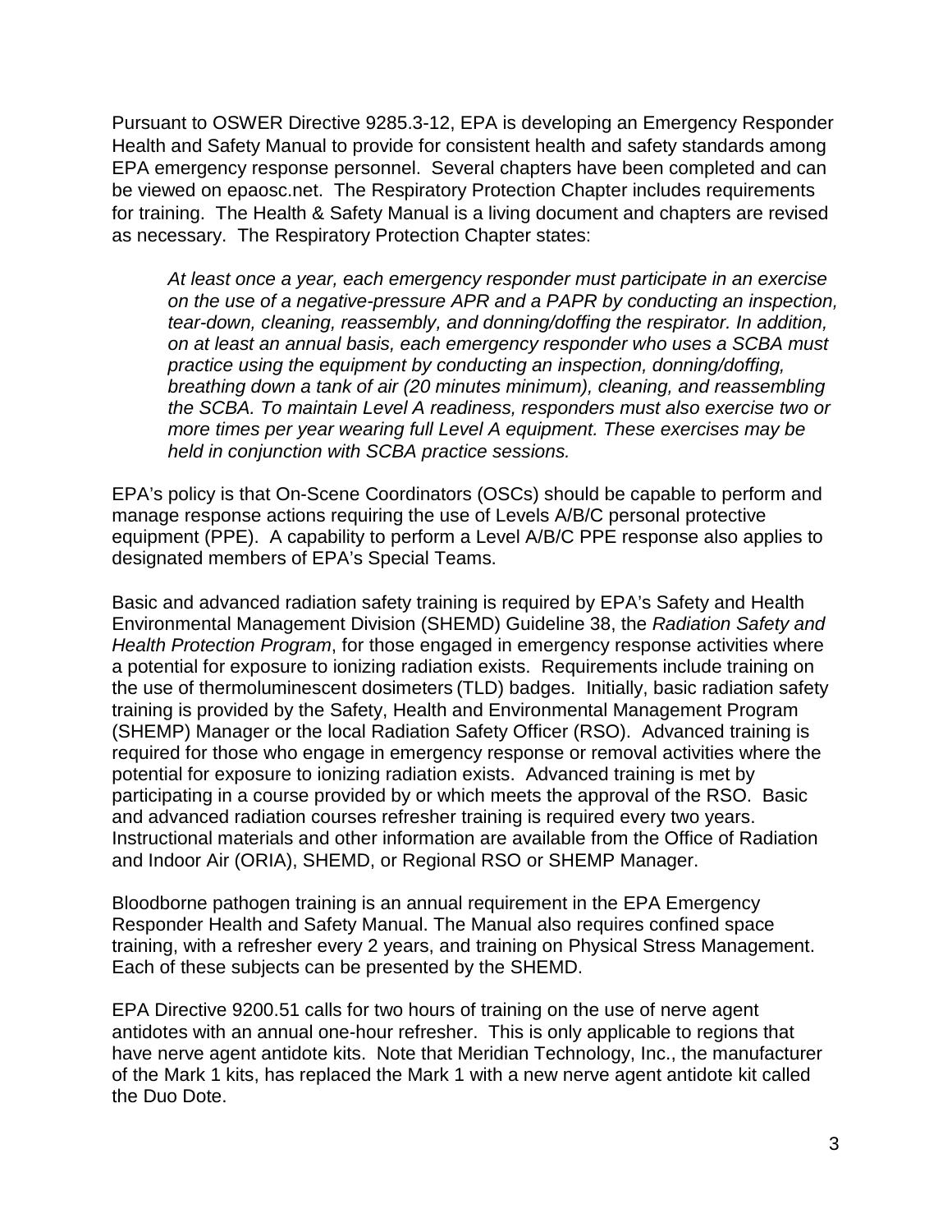Pursuant to OSWER Directive 9285.3-12, EPA is developing an Emergency Responder Health and Safety Manual to provide for consistent health and safety standards among EPA emergency response personnel. Several chapters have been completed and can be viewed on epaosc.net. The Respiratory Protection Chapter includes requirements for training. The Health & Safety Manual is a living document and chapters are revised as necessary. The Respiratory Protection Chapter states:

> *At least once a year, each emergency responder must participate in an exercise on the use of a negative-pressure APR and a PAPR by conducting an inspection, tear-down, cleaning, reassembly, and donning/doffing the respirator. In addition, on at least an annual basis, each emergency responder who uses a SCBA must practice using the equipment by conducting an inspection, donning/doffing, breathing down a tank of air (20 minutes minimum), cleaning, and reassembling the SCBA. To maintain Level A readiness, responders must also exercise two or more times per year wearing full Level A equipment. These exercises may be held in conjunction with SCBA practice sessions.*

EPA's policy is that On-Scene Coordinators (OSCs) should be capable to perform and manage response actions requiring the use of Levels A/B/C personal protective equipment (PPE). A capability to perform a Level A/B/C PPE response also applies to designated members of EPA's Special Teams.

Basic and advanced radiation safety training is required by EPA's Safety and Health Environmental Management Division (SHEMD) Guideline 38, the *Radiation Safety and Health Protection Program*, for those engaged in emergency response activities where a potential for exposure to ionizing radiation exists. Requirements include training on the use of thermoluminescent dosimeters (TLD) badges. Initially, basic radiation safety training is provided by the Safety, Health and Environmental Management Program (SHEMP) Manager or the local Radiation Safety Officer (RSO). Advanced training is required for those who engage in emergency response or removal activities where the potential for exposure to ionizing radiation exists. Advanced training is met by participating in a course provided by or which meets the approval of the RSO. Basic and advanced radiation courses refresher training is required every two years. Instructional materials and other information are available from the Office of Radiation and Indoor Air (ORIA), SHEMD, or Regional RSO or SHEMP Manager.

Bloodborne pathogen training is an annual requirement in the EPA Emergency Responder Health and Safety Manual. The Manual also requires confined space training, with a refresher every 2 years, and training on Physical Stress Management. Each of these subjects can be presented by the SHEMD.

EPA Directive 9200.51 calls for two hours of training on the use of nerve agent antidotes with an annual one-hour refresher. This is only applicable to regions that have nerve agent antidote kits. Note that Meridian Technology, Inc., the manufacturer of the Mark 1 kits, has replaced the Mark 1 with a new nerve agent antidote kit called the Duo Dote.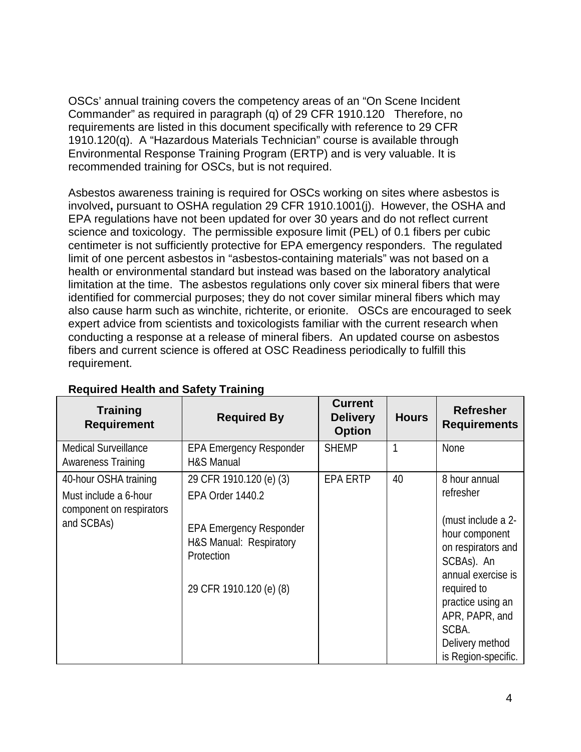OSCs' annual training covers the competency areas of an "On Scene Incident Commander" as required in paragraph (q) of 29 CFR 1910.120   Therefore, no requirements are listed in this document specifically with reference to 29 CFR 1910.120(q).  A "Hazardous Materials Technician" course is available through Environmental Response Training Program (ERTP) and is very valuable. It is recommended training for OSCs, but is not required.

Asbestos awareness training is required for OSCs working on sites where asbestos is involved**,** pursuant to OSHA regulation 29 CFR 1910.1001(j).  However, the OSHA and EPA regulations have not been updated for over 30 years and do not reflect current science and toxicology.  The permissible exposure limit (PEL) of 0.1 fibers per cubic centimeter is not sufficiently protective for EPA emergency responders.  The regulated limit of one percent asbestos in "asbestos-containing materials" was not based on a health or environmental standard but instead was based on the laboratory analytical limitation at the time.  The asbestos regulations only cover six mineral fibers that were identified for commercial purposes; they do not cover similar mineral fibers which may also cause harm such as winchite, richterite, or erionite.   OSCs are encouraged to seek expert advice from scientists and toxicologists familiar with the current research when conducting a response at a release of mineral fibers.  An updated course on asbestos fibers and current science is offered at OSC Readiness periodically to fulfill this requirement.

**Required Health and Safety Training**

| Training Requirement | Required By | Current Delivery Option | Hours | Refresher Requirements |
|---|---|---|---|---|
| Medical Surveillance Awareness Training | EPA Emergency Responder H&S Manual | SHEMP | 1 | None |
| 40-hour OSHA training<br>Must include a 6-hour component on respirators and SCBAs) | 29 CFR 1910.120 (e) (3)<br>EPA Order 1440.2<br><br>EPA Emergency Responder H&S Manual:  Respiratory Protection<br><br>29 CFR 1910.120 (e) (8) | EPA ERTP | 40 | 8 hour annual refresher<br><br>(must include a 2-hour component on respirators and SCBAs).  An annual exercise is required to practice using an APR, PAPR, and SCBA.<br>Delivery method is Region-specific. |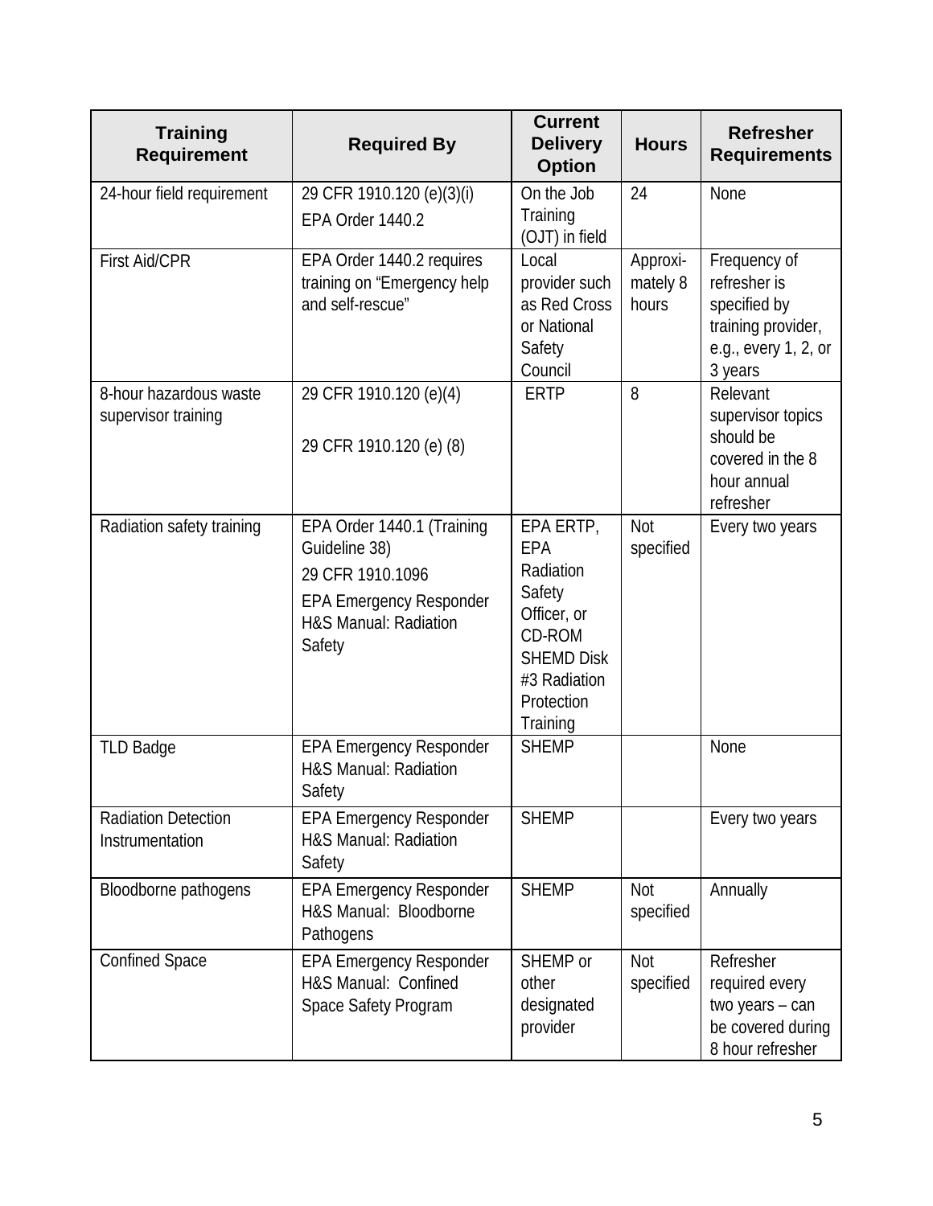| Training Requirement | Required By | Current Delivery Option | Hours | Refresher Requirements |
|---|---|---|---|---|
| 24-hour field requirement | 29 CFR 1910.120 (e)(3)(i)<br>EPA Order 1440.2 | On the Job Training (OJT) in field | 24 | None |
| First Aid/CPR | EPA Order 1440.2 requires training on "Emergency help and self-rescue" | Local provider such as Red Cross or National Safety Council | Approximately 8 hours | Frequency of refresher is specified by training provider, e.g., every 1, 2, or 3 years |
| 8-hour hazardous waste supervisor training | 29 CFR 1910.120 (e)(4)<br>29 CFR 1910.120 (e) (8) | ERTP | 8 | Relevant supervisor topics should be covered in the 8 hour annual refresher |
| Radiation safety training | EPA Order 1440.1 (Training Guideline 38)<br>29 CFR 1910.1096<br>EPA Emergency Responder H&S Manual: Radiation Safety | EPA ERTP, EPA Radiation Safety Officer, or CD-ROM SHEMD Disk #3 Radiation Protection Training | Not specified | Every two years |
| TLD Badge | EPA Emergency Responder H&S Manual: Radiation Safety | SHEMP | | None |
| Radiation Detection Instrumentation | EPA Emergency Responder H&S Manual: Radiation Safety | SHEMP | | Every two years |
| Bloodborne pathogens | EPA Emergency Responder H&S Manual: Bloodborne Pathogens | SHEMP | Not specified | Annually |
| Confined Space | EPA Emergency Responder H&S Manual: Confined Space Safety Program | SHEMP or other designated provider | Not specified | Refresher required every two years – can be covered during 8 hour refresher |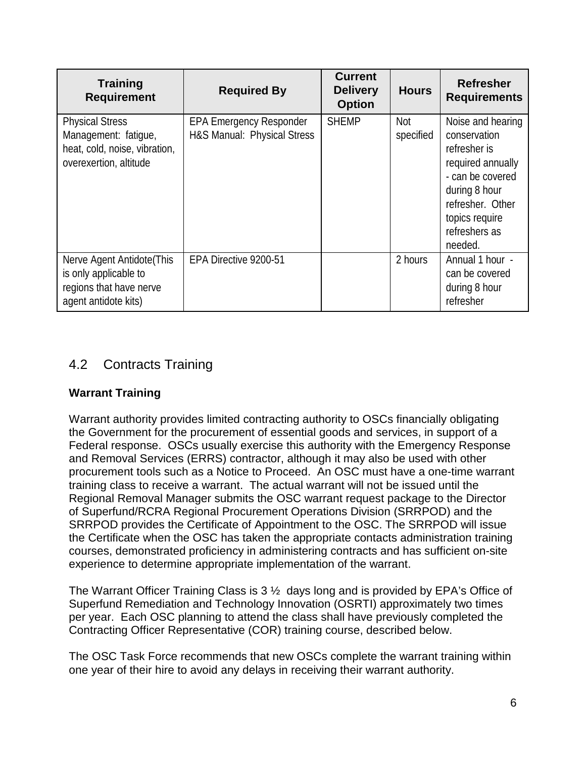| Training Requirement | Required By | Current Delivery Option | Hours | Refresher Requirements |
|---|---|---|---|---|
| Physical Stress Management: fatigue, heat, cold, noise, vibration, overexertion, altitude | EPA Emergency Responder H&S Manual: Physical Stress | SHEMP | Not specified | Noise and hearing conservation refresher is required annually - can be covered during 8 hour refresher. Other topics require refreshers as needed. |
| Nerve Agent Antidote(This is only applicable to regions that have nerve agent antidote kits) | EPA Directive 9200-51 | | 2 hours | Annual 1 hour - can be covered during 8 hour refresher |

## 4.2 Contracts Training

**Warrant Training**

Warrant authority provides limited contracting authority to OSCs financially obligating the Government for the procurement of essential goods and services, in support of a Federal response. OSCs usually exercise this authority with the Emergency Response and Removal Services (ERRS) contractor, although it may also be used with other procurement tools such as a Notice to Proceed. An OSC must have a one-time warrant training class to receive a warrant. The actual warrant will not be issued until the Regional Removal Manager submits the OSC warrant request package to the Director of Superfund/RCRA Regional Procurement Operations Division (SRRPOD) and the SRRPOD provides the Certificate of Appointment to the OSC. The SRRPOD will issue the Certificate when the OSC has taken the appropriate contacts administration training courses, demonstrated proficiency in administering contracts and has sufficient on-site experience to determine appropriate implementation of the warrant.

The Warrant Officer Training Class is 3 ½ days long and is provided by EPA's Office of Superfund Remediation and Technology Innovation (OSRTI) approximately two times per year. Each OSC planning to attend the class shall have previously completed the Contracting Officer Representative (COR) training course, described below.

The OSC Task Force recommends that new OSCs complete the warrant training within one year of their hire to avoid any delays in receiving their warrant authority.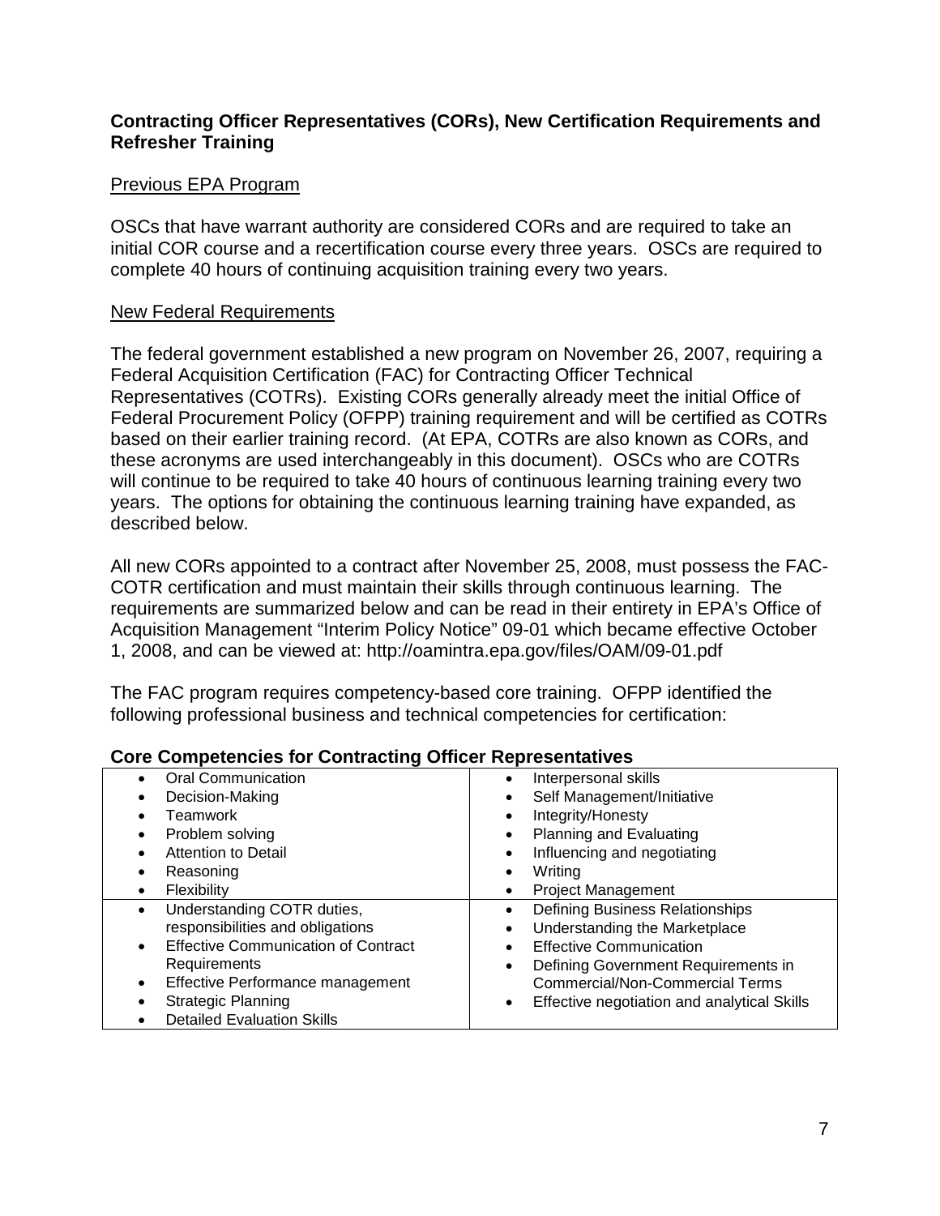**Contracting Officer Representatives (CORs), New Certification Requirements and Refresher Training**

Previous EPA Program

OSCs that have warrant authority are considered CORs and are required to take an initial COR course and a recertification course every three years. OSCs are required to complete 40 hours of continuing acquisition training every two years.

New Federal Requirements

The federal government established a new program on November 26, 2007, requiring a Federal Acquisition Certification (FAC) for Contracting Officer Technical Representatives (COTRs). Existing CORs generally already meet the initial Office of Federal Procurement Policy (OFPP) training requirement and will be certified as COTRs based on their earlier training record. (At EPA, COTRs are also known as CORs, and these acronyms are used interchangeably in this document). OSCs who are COTRs will continue to be required to take 40 hours of continuous learning training every two years. The options for obtaining the continuous learning training have expanded, as described below.

All new CORs appointed to a contract after November 25, 2008, must possess the FAC-COTR certification and must maintain their skills through continuous learning. The requirements are summarized below and can be read in their entirety in EPA's Office of Acquisition Management "Interim Policy Notice" 09-01 which became effective October 1, 2008, and can be viewed at: http://oamintra.epa.gov/files/OAM/09-01.pdf

The FAC program requires competency-based core training. OFPP identified the following professional business and technical competencies for certification:

**Core Competencies for Contracting Officer Representatives**

| | |
|---|---|
| • Oral Communication<br>• Decision-Making<br>• Teamwork<br>• Problem solving<br>• Attention to Detail<br>• Reasoning<br>• Flexibility | • Interpersonal skills<br>• Self Management/Initiative<br>• Integrity/Honesty<br>• Planning and Evaluating<br>• Influencing and negotiating<br>• Writing<br>• Project Management |
| • Understanding COTR duties, responsibilities and obligations<br>• Effective Communication of Contract Requirements<br>• Effective Performance management<br>• Strategic Planning<br>• Detailed Evaluation Skills | • Defining Business Relationships<br>• Understanding the Marketplace<br>• Effective Communication<br>• Defining Government Requirements in Commercial/Non-Commercial Terms<br>• Effective negotiation and analytical Skills |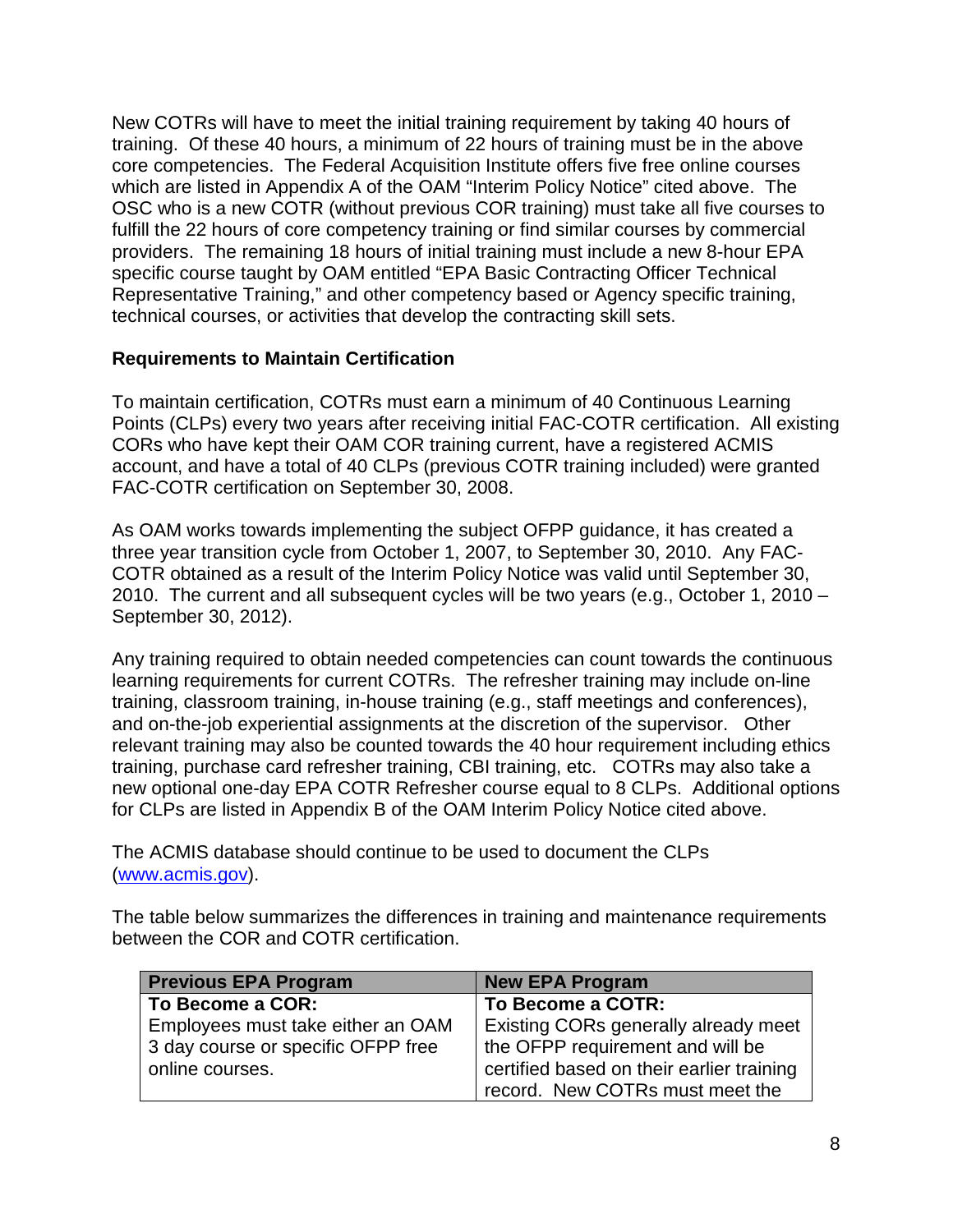New COTRs will have to meet the initial training requirement by taking 40 hours of training. Of these 40 hours, a minimum of 22 hours of training must be in the above core competencies. The Federal Acquisition Institute offers five free online courses which are listed in Appendix A of the OAM "Interim Policy Notice" cited above. The OSC who is a new COTR (without previous COR training) must take all five courses to fulfill the 22 hours of core competency training or find similar courses by commercial providers. The remaining 18 hours of initial training must include a new 8-hour EPA specific course taught by OAM entitled "EPA Basic Contracting Officer Technical Representative Training," and other competency based or Agency specific training, technical courses, or activities that develop the contracting skill sets.

### Requirements to Maintain Certification

To maintain certification, COTRs must earn a minimum of 40 Continuous Learning Points (CLPs) every two years after receiving initial FAC-COTR certification. All existing CORs who have kept their OAM COR training current, have a registered ACMIS account, and have a total of 40 CLPs (previous COTR training included) were granted FAC-COTR certification on September 30, 2008.

As OAM works towards implementing the subject OFPP guidance, it has created a three year transition cycle from October 1, 2007, to September 30, 2010. Any FAC-COTR obtained as a result of the Interim Policy Notice was valid until September 30, 2010. The current and all subsequent cycles will be two years (e.g., October 1, 2010 – September 30, 2012).

Any training required to obtain needed competencies can count towards the continuous learning requirements for current COTRs. The refresher training may include on-line training, classroom training, in-house training (e.g., staff meetings and conferences), and on-the-job experiential assignments at the discretion of the supervisor. Other relevant training may also be counted towards the 40 hour requirement including ethics training, purchase card refresher training, CBI training, etc. COTRs may also take a new optional one-day EPA COTR Refresher course equal to 8 CLPs. Additional options for CLPs are listed in Appendix B of the OAM Interim Policy Notice cited above.

The ACMIS database should continue to be used to document the CLPs (www.acmis.gov).

The table below summarizes the differences in training and maintenance requirements between the COR and COTR certification.

| Previous EPA Program | New EPA Program |
|---|---|
| **To Become a COR:**<br>Employees must take either an OAM 3 day course or specific OFPP free online courses. | **To Become a COTR:**<br>Existing CORs generally already meet the OFPP requirement and will be certified based on their earlier training record. New COTRs must meet the |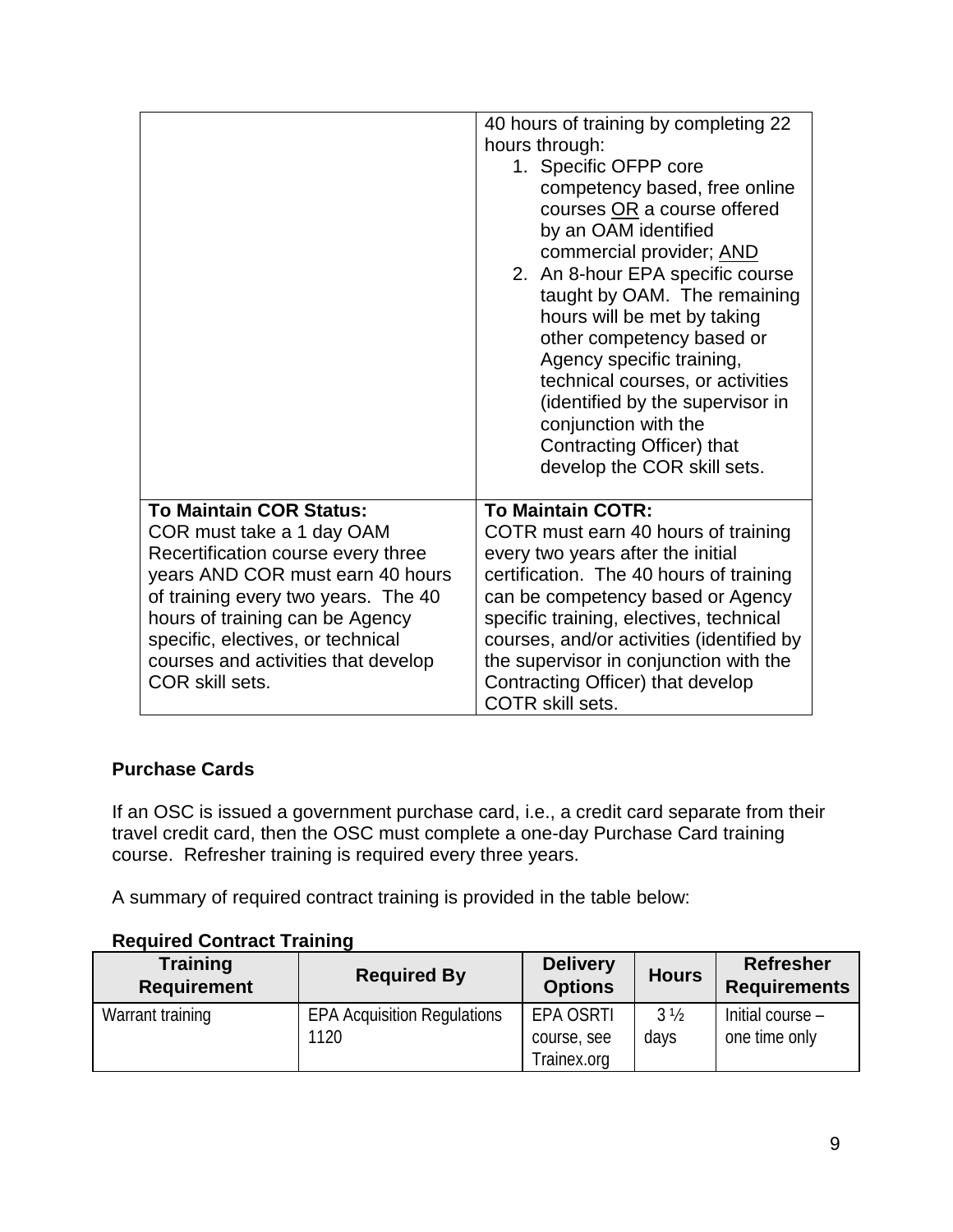| | |
|---|---|
| | 40 hours of training by completing 22 hours through:<br>1. Specific OFPP core competency based, free online courses OR a course offered by an OAM identified commercial provider; AND<br>2. An 8-hour EPA specific course taught by OAM. The remaining hours will be met by taking other competency based or Agency specific training, technical courses, or activities (identified by the supervisor in conjunction with the Contracting Officer) that develop the COR skill sets. |
| **To Maintain COR Status:**<br>COR must take a 1 day OAM Recertification course every three years AND COR must earn 40 hours of training every two years. The 40 hours of training can be Agency specific, electives, or technical courses and activities that develop COR skill sets. | **To Maintain COTR:**<br>COTR must earn 40 hours of training every two years after the initial certification. The 40 hours of training can be competency based or Agency specific training, electives, technical courses, and/or activities (identified by the supervisor in conjunction with the Contracting Officer) that develop COTR skill sets. |

**Purchase Cards**

If an OSC is issued a government purchase card, i.e., a credit card separate from their travel credit card, then the OSC must complete a one-day Purchase Card training course. Refresher training is required every three years.

A summary of required contract training is provided in the table below:

**Required Contract Training**

| Training Requirement | Required By | Delivery Options | Hours | Refresher Requirements |
|---|---|---|---|---|
| Warrant training | EPA Acquisition Regulations 1120 | EPA OSRTI course, see Trainex.org | 3 ½ days | Initial course – one time only |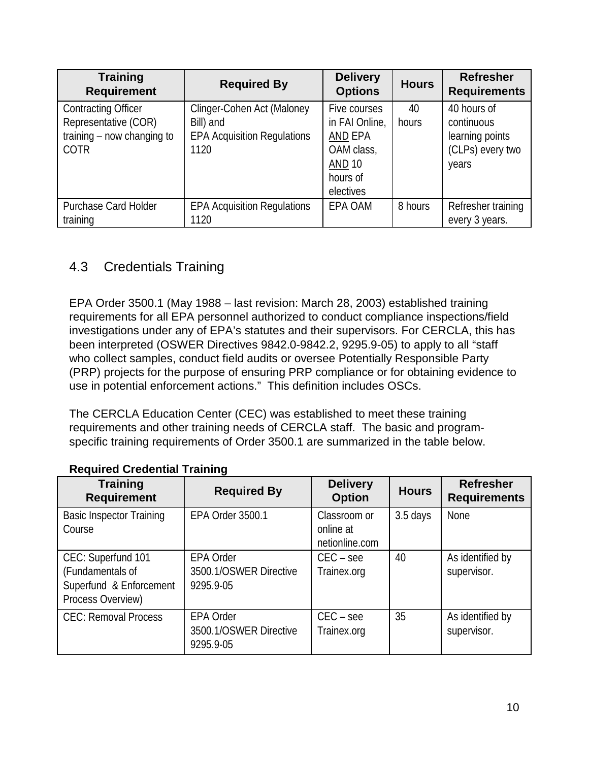| Training Requirement | Required By | Delivery Options | Hours | Refresher Requirements |
|---|---|---|---|---|
| Contracting Officer Representative (COR) training – now changing to COTR | Clinger-Cohen Act (Maloney Bill) and EPA Acquisition Regulations 1120 | Five courses in FAI Online, AND EPA OAM class, AND 10 hours of electives | 40 hours | 40 hours of continuous learning points (CLPs) every two years |
| Purchase Card Holder training | EPA Acquisition Regulations 1120 | EPA OAM | 8 hours | Refresher training every 3 years. |

## 4.3 Credentials Training

EPA Order 3500.1 (May 1988 – last revision: March 28, 2003) established training requirements for all EPA personnel authorized to conduct compliance inspections/field investigations under any of EPA's statutes and their supervisors. For CERCLA, this has been interpreted (OSWER Directives 9842.0-9842.2, 9295.9-05) to apply to all "staff who collect samples, conduct field audits or oversee Potentially Responsible Party (PRP) projects for the purpose of ensuring PRP compliance or for obtaining evidence to use in potential enforcement actions." This definition includes OSCs.

The CERCLA Education Center (CEC) was established to meet these training requirements and other training needs of CERCLA staff. The basic and program-specific training requirements of Order 3500.1 are summarized in the table below.

**Required Credential Training**

| Training Requirement | Required By | Delivery Option | Hours | Refresher Requirements |
|---|---|---|---|---|
| Basic Inspector Training Course | EPA Order 3500.1 | Classroom or online at netionline.com | 3.5 days | None |
| CEC: Superfund 101 (Fundamentals of Superfund & Enforcement Process Overview) | EPA Order 3500.1/OSWER Directive 9295.9-05 | CEC – see Trainex.org | 40 | As identified by supervisor. |
| CEC: Removal Process | EPA Order 3500.1/OSWER Directive 9295.9-05 | CEC – see Trainex.org | 35 | As identified by supervisor. |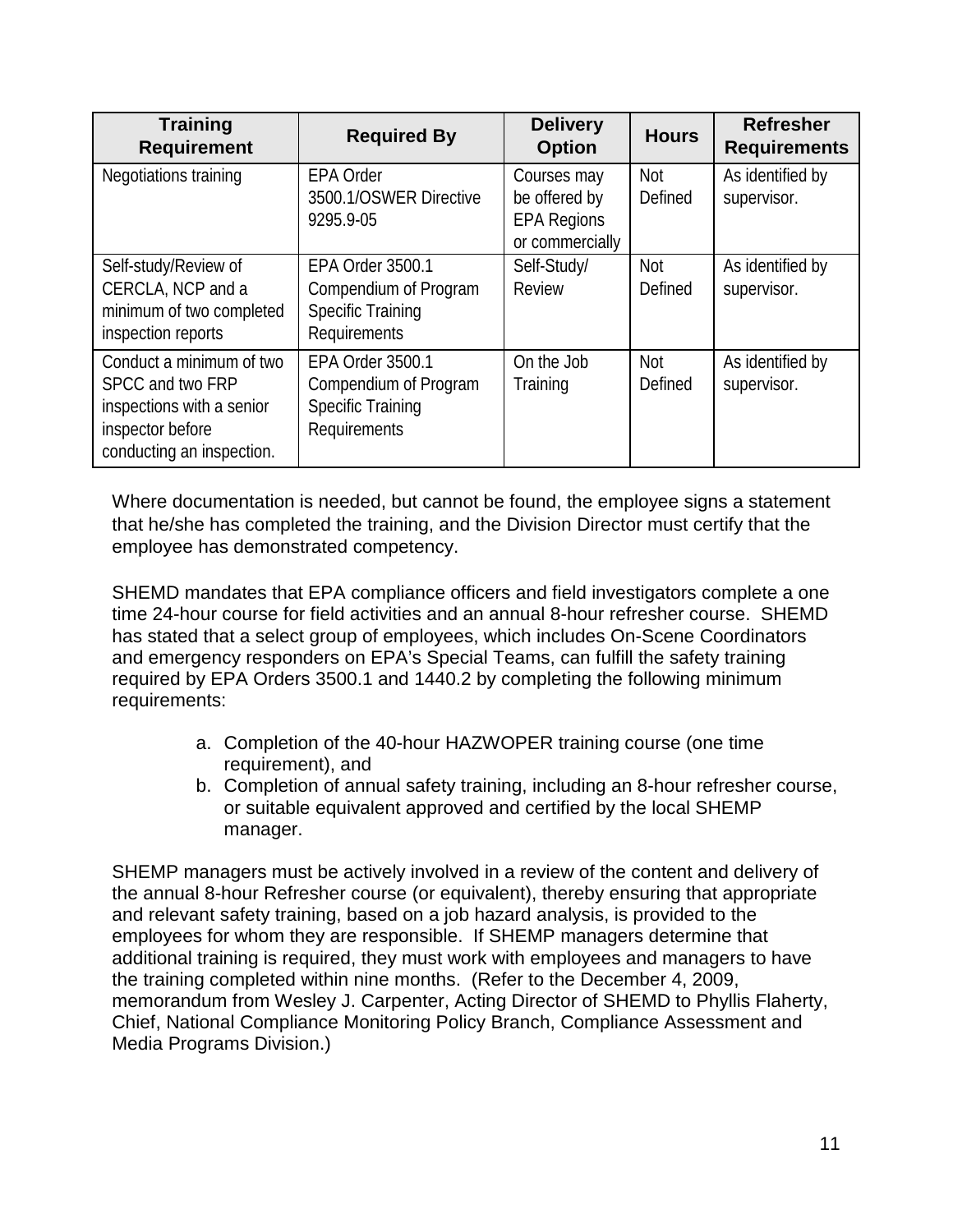| Training Requirement | Required By | Delivery Option | Hours | Refresher Requirements |
|---|---|---|---|---|
| Negotiations training | EPA Order 3500.1/OSWER Directive 9295.9-05 | Courses may be offered by EPA Regions or commercially | Not Defined | As identified by supervisor. |
| Self-study/Review of CERCLA, NCP and a minimum of two completed inspection reports | EPA Order 3500.1 Compendium of Program Specific Training Requirements | Self-Study/ Review | Not Defined | As identified by supervisor. |
| Conduct a minimum of two SPCC and two FRP inspections with a senior inspector before conducting an inspection. | EPA Order 3500.1 Compendium of Program Specific Training Requirements | On the Job Training | Not Defined | As identified by supervisor. |

Where documentation is needed, but cannot be found, the employee signs a statement that he/she has completed the training, and the Division Director must certify that the employee has demonstrated competency.

SHEMD mandates that EPA compliance officers and field investigators complete a one time 24-hour course for field activities and an annual 8-hour refresher course. SHEMD has stated that a select group of employees, which includes On-Scene Coordinators and emergency responders on EPA's Special Teams, can fulfill the safety training required by EPA Orders 3500.1 and 1440.2 by completing the following minimum requirements:

a. Completion of the 40-hour HAZWOPER training course (one time requirement), and
b. Completion of annual safety training, including an 8-hour refresher course, or suitable equivalent approved and certified by the local SHEMP manager.

SHEMP managers must be actively involved in a review of the content and delivery of the annual 8-hour Refresher course (or equivalent), thereby ensuring that appropriate and relevant safety training, based on a job hazard analysis, is provided to the employees for whom they are responsible. If SHEMP managers determine that additional training is required, they must work with employees and managers to have the training completed within nine months. (Refer to the December 4, 2009, memorandum from Wesley J. Carpenter, Acting Director of SHEMD to Phyllis Flaherty, Chief, National Compliance Monitoring Policy Branch, Compliance Assessment and Media Programs Division.)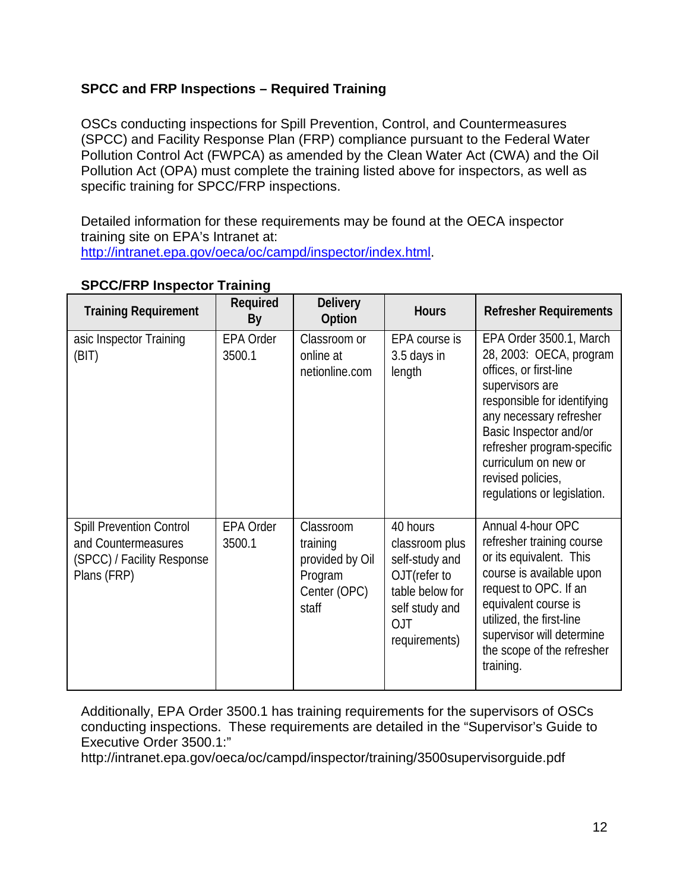**SPCC and FRP Inspections – Required Training**

OSCs conducting inspections for Spill Prevention, Control, and Countermeasures (SPCC) and Facility Response Plan (FRP) compliance pursuant to the Federal Water Pollution Control Act (FWPCA) as amended by the Clean Water Act (CWA) and the Oil Pollution Act (OPA) must complete the training listed above for inspectors, as well as specific training for SPCC/FRP inspections.

Detailed information for these requirements may be found at the OECA inspector training site on EPA's Intranet at: http://intranet.epa.gov/oeca/oc/campd/inspector/index.html.

**SPCC/FRP Inspector Training**

| Training Requirement | Required By | Delivery Option | Hours | Refresher Requirements |
|---|---|---|---|---|
| asic Inspector Training (BIT) | EPA Order 3500.1 | Classroom or online at netionline.com | EPA course is 3.5 days in length | EPA Order 3500.1, March 28, 2003: OECA, program offices, or first-line supervisors are responsible for identifying any necessary refresher Basic Inspector and/or refresher program-specific curriculum on new or revised policies, regulations or legislation. |
| Spill Prevention Control and Countermeasures (SPCC) / Facility Response Plans (FRP) | EPA Order 3500.1 | Classroom training provided by Oil Program Center (OPC) staff | 40 hours classroom plus self-study and OJT(refer to table below for self study and OJT requirements) | Annual 4-hour OPC refresher training course or its equivalent. This course is available upon request to OPC. If an equivalent course is utilized, the first-line supervisor will determine the scope of the refresher training. |

Additionally, EPA Order 3500.1 has training requirements for the supervisors of OSCs conducting inspections. These requirements are detailed in the "Supervisor's Guide to Executive Order 3500.1:" http://intranet.epa.gov/oeca/oc/campd/inspector/training/3500supervisorguide.pdf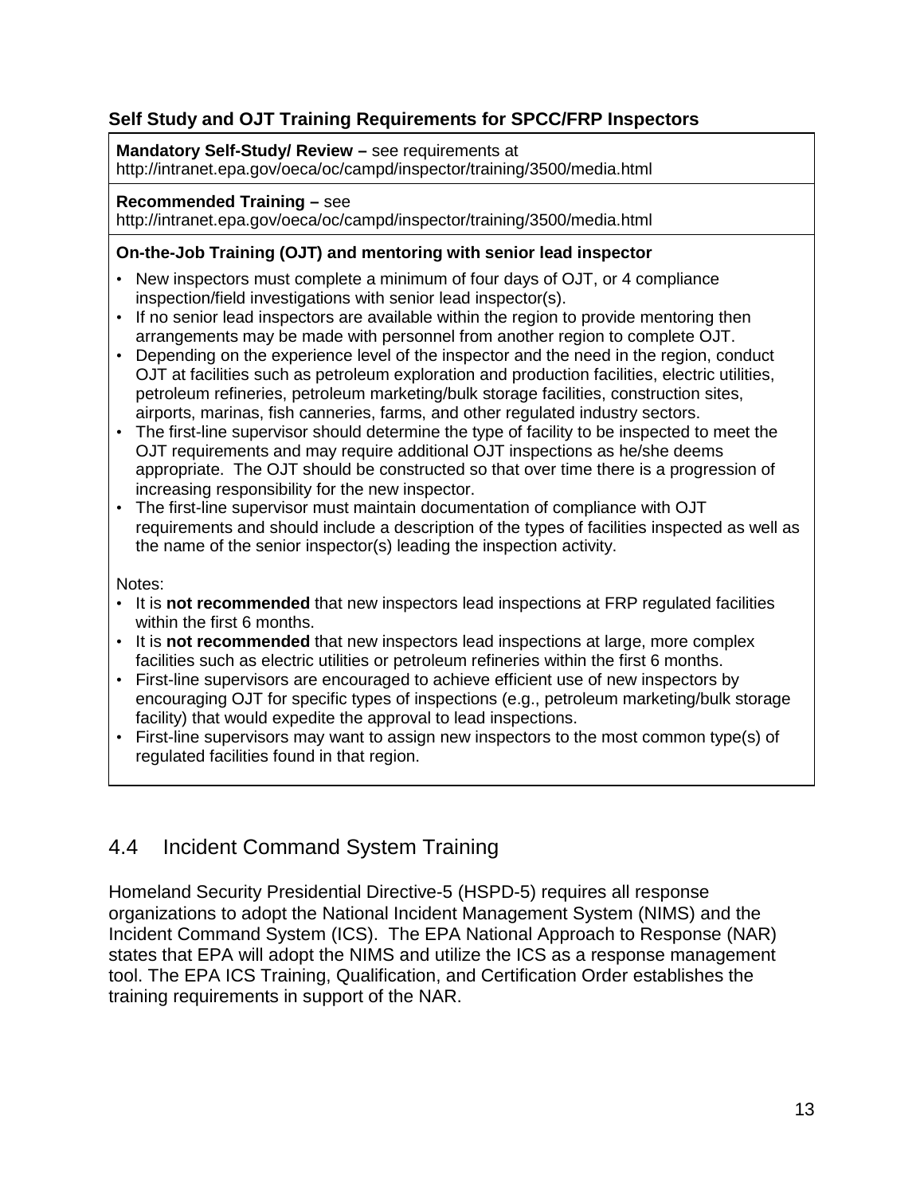### Self Study and OJT Training Requirements for SPCC/FRP Inspectors

**Mandatory Self-Study/ Review –** see requirements at
http://intranet.epa.gov/oeca/oc/campd/inspector/training/3500/media.html

**Recommended Training –** see
http://intranet.epa.gov/oeca/oc/campd/inspector/training/3500/media.html

**On-the-Job Training (OJT) and mentoring with senior lead inspector**

- New inspectors must complete a minimum of four days of OJT, or 4 compliance inspection/field investigations with senior lead inspector(s).
- If no senior lead inspectors are available within the region to provide mentoring then arrangements may be made with personnel from another region to complete OJT.
- Depending on the experience level of the inspector and the need in the region, conduct OJT at facilities such as petroleum exploration and production facilities, electric utilities, petroleum refineries, petroleum marketing/bulk storage facilities, construction sites, airports, marinas, fish canneries, farms, and other regulated industry sectors.
- The first-line supervisor should determine the type of facility to be inspected to meet the OJT requirements and may require additional OJT inspections as he/she deems appropriate. The OJT should be constructed so that over time there is a progression of increasing responsibility for the new inspector.
- The first-line supervisor must maintain documentation of compliance with OJT requirements and should include a description of the types of facilities inspected as well as the name of the senior inspector(s) leading the inspection activity.

Notes:

- It is **not recommended** that new inspectors lead inspections at FRP regulated facilities within the first 6 months.
- It is **not recommended** that new inspectors lead inspections at large, more complex facilities such as electric utilities or petroleum refineries within the first 6 months.
- First-line supervisors are encouraged to achieve efficient use of new inspectors by encouraging OJT for specific types of inspections (e.g., petroleum marketing/bulk storage facility) that would expedite the approval to lead inspections.
- First-line supervisors may want to assign new inspectors to the most common type(s) of regulated facilities found in that region.

## 4.4 Incident Command System Training

Homeland Security Presidential Directive-5 (HSPD-5) requires all response organizations to adopt the National Incident Management System (NIMS) and the Incident Command System (ICS). The EPA National Approach to Response (NAR) states that EPA will adopt the NIMS and utilize the ICS as a response management tool. The EPA ICS Training, Qualification, and Certification Order establishes the training requirements in support of the NAR.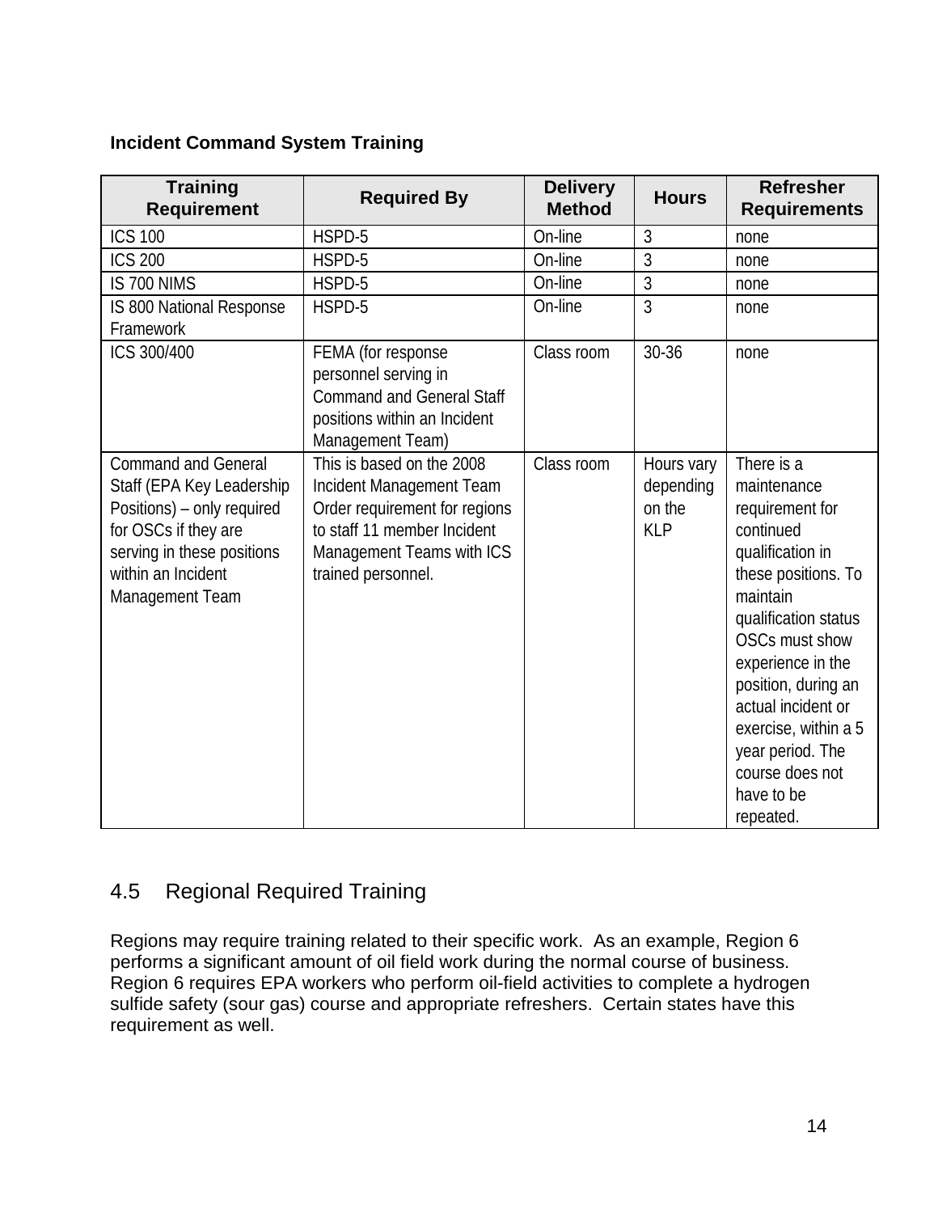**Incident Command System Training**

| Training Requirement | Required By | Delivery Method | Hours | Refresher Requirements |
|---|---|---|---|---|
| ICS 100 | HSPD-5 | On-line | 3 | none |
| ICS 200 | HSPD-5 | On-line | 3 | none |
| IS 700 NIMS | HSPD-5 | On-line | 3 | none |
| IS 800 National Response Framework | HSPD-5 | On-line | 3 | none |
| ICS 300/400 | FEMA (for response personnel serving in Command and General Staff positions within an Incident Management Team) | Class room | 30-36 | none |
| Command and General Staff (EPA Key Leadership Positions) – only required for OSCs if they are serving in these positions within an Incident Management Team | This is based on the 2008 Incident Management Team Order requirement for regions to staff 11 member Incident Management Teams with ICS trained personnel. | Class room | Hours vary depending on the KLP | There is a maintenance requirement for continued qualification in these positions. To maintain qualification status OSCs must show experience in the position, during an actual incident or exercise, within a 5 year period. The course does not have to be repeated. |

## 4.5 Regional Required Training

Regions may require training related to their specific work. As an example, Region 6 performs a significant amount of oil field work during the normal course of business. Region 6 requires EPA workers who perform oil-field activities to complete a hydrogen sulfide safety (sour gas) course and appropriate refreshers. Certain states have this requirement as well.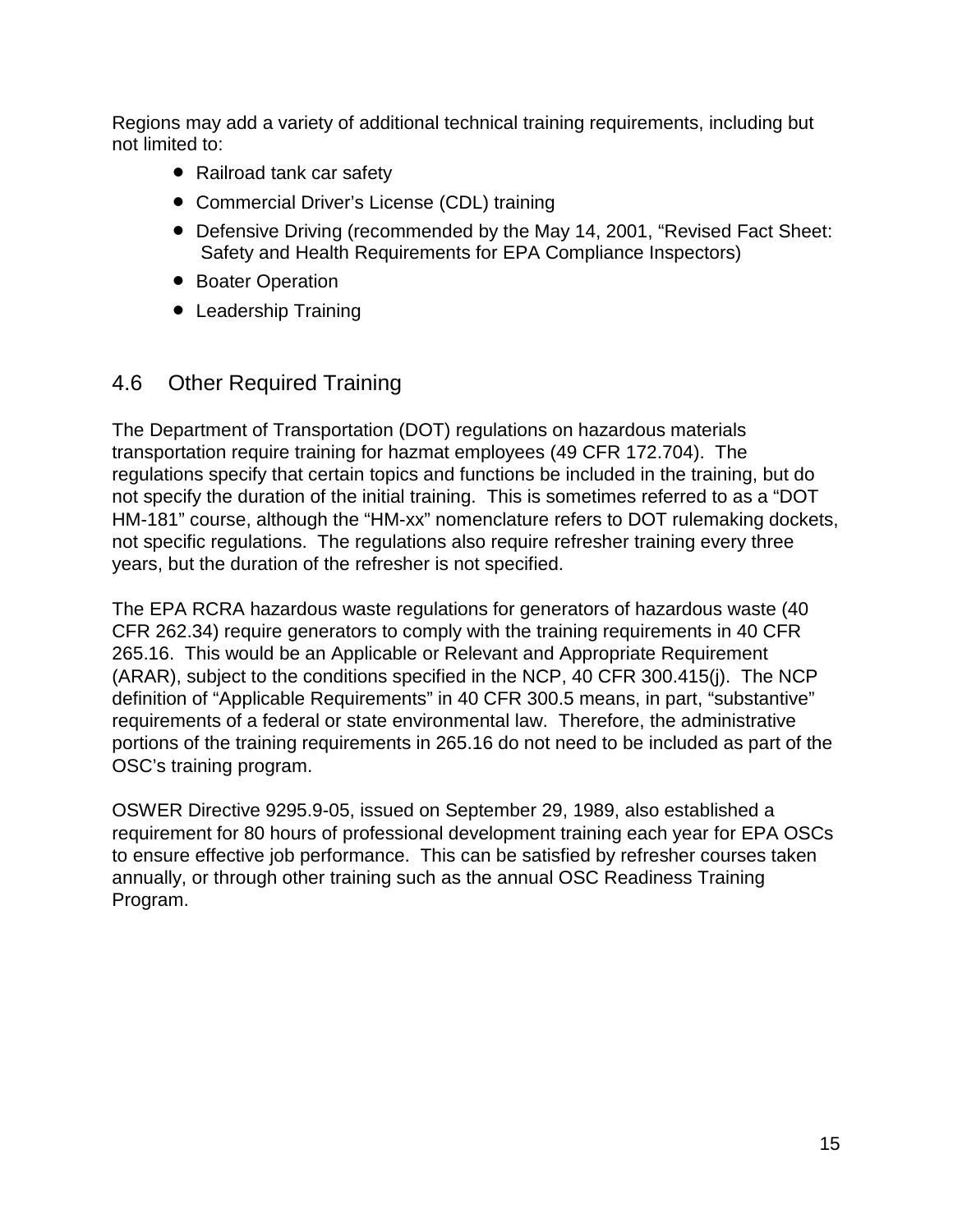Regions may add a variety of additional technical training requirements, including but not limited to:

- Railroad tank car safety
- Commercial Driver's License (CDL) training
- Defensive Driving (recommended by the May 14, 2001, "Revised Fact Sheet: Safety and Health Requirements for EPA Compliance Inspectors)
- Boater Operation
- Leadership Training

## 4.6 Other Required Training

The Department of Transportation (DOT) regulations on hazardous materials transportation require training for hazmat employees (49 CFR 172.704). The regulations specify that certain topics and functions be included in the training, but do not specify the duration of the initial training. This is sometimes referred to as a "DOT HM-181" course, although the "HM-xx" nomenclature refers to DOT rulemaking dockets, not specific regulations. The regulations also require refresher training every three years, but the duration of the refresher is not specified.

The EPA RCRA hazardous waste regulations for generators of hazardous waste (40 CFR 262.34) require generators to comply with the training requirements in 40 CFR 265.16. This would be an Applicable or Relevant and Appropriate Requirement (ARAR), subject to the conditions specified in the NCP, 40 CFR 300.415(j). The NCP definition of "Applicable Requirements" in 40 CFR 300.5 means, in part, "substantive" requirements of a federal or state environmental law. Therefore, the administrative portions of the training requirements in 265.16 do not need to be included as part of the OSC's training program.

OSWER Directive 9295.9-05, issued on September 29, 1989, also established a requirement for 80 hours of professional development training each year for EPA OSCs to ensure effective job performance. This can be satisfied by refresher courses taken annually, or through other training such as the annual OSC Readiness Training Program.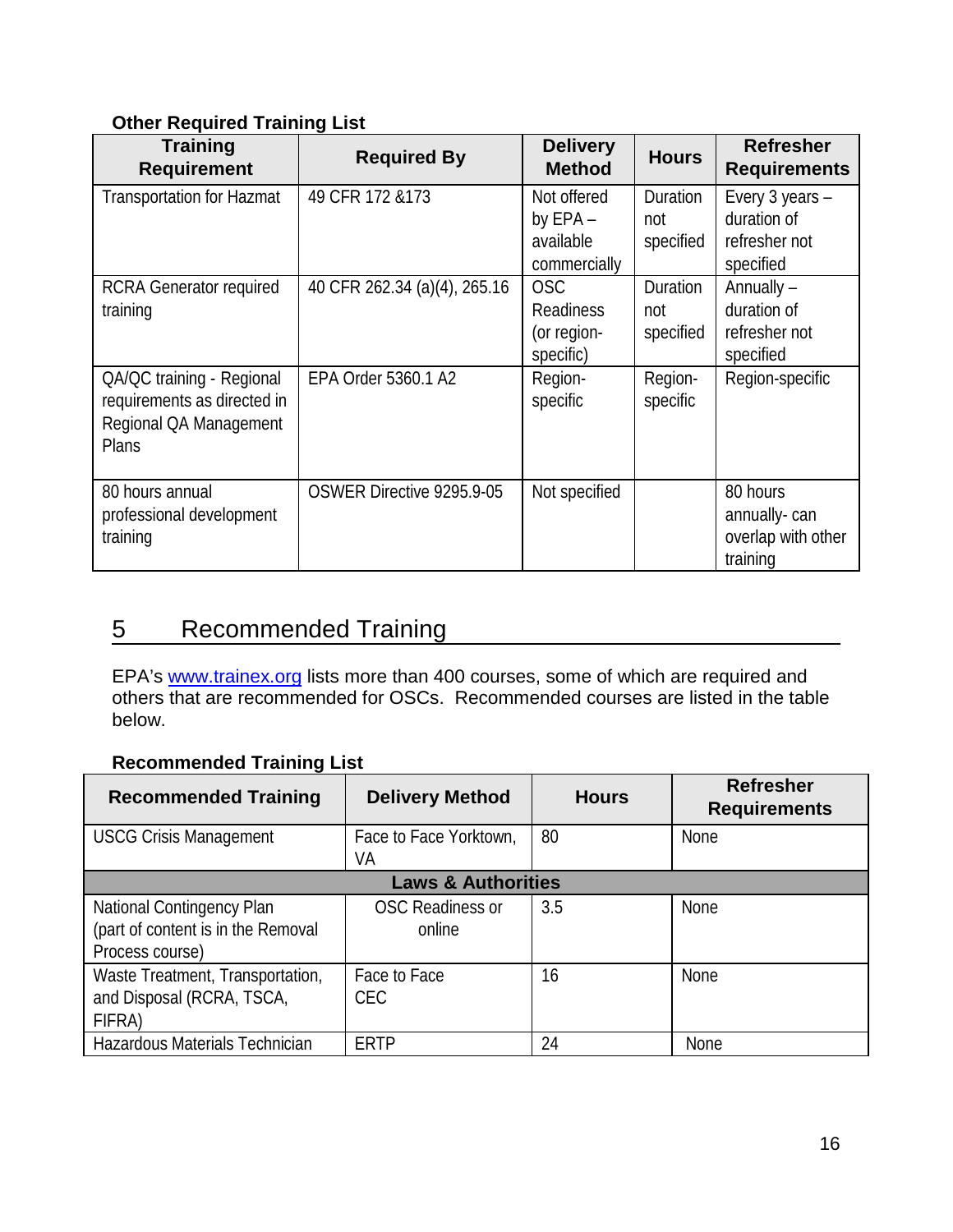**Other Required Training List**

| Training Requirement | Required By | Delivery Method | Hours | Refresher Requirements |
|---|---|---|---|---|
| Transportation for Hazmat | 49 CFR 172 &173 | Not offered by EPA – available commercially | Duration not specified | Every 3 years – duration of refresher not specified |
| RCRA Generator required training | 40 CFR 262.34 (a)(4), 265.16 | OSC Readiness (or region-specific) | Duration not specified | Annually – duration of refresher not specified |
| QA/QC training - Regional requirements as directed in Regional QA Management Plans | EPA Order 5360.1 A2 | Region-specific | Region-specific | Region-specific |
| 80 hours annual professional development training | OSWER Directive 9295.9-05 | Not specified | | 80 hours annually- can overlap with other training |

## 5 Recommended Training

EPA's [www.trainex.org](http://www.trainex.org) lists more than 400 courses, some of which are required and others that are recommended for OSCs. Recommended courses are listed in the table below.

**Recommended Training List**

| Recommended Training | Delivery Method | Hours | Refresher Requirements |
|---|---|---|---|
| USCG Crisis Management | Face to Face Yorktown, VA | 80 | None |
| **Laws & Authorities** | | | |
| National Contingency Plan (part of content is in the Removal Process course) | OSC Readiness or online | 3.5 | None |
| Waste Treatment, Transportation, and Disposal (RCRA, TSCA, FIFRA) | Face to Face CEC | 16 | None |
| Hazardous Materials Technician | ERTP | 24 | None |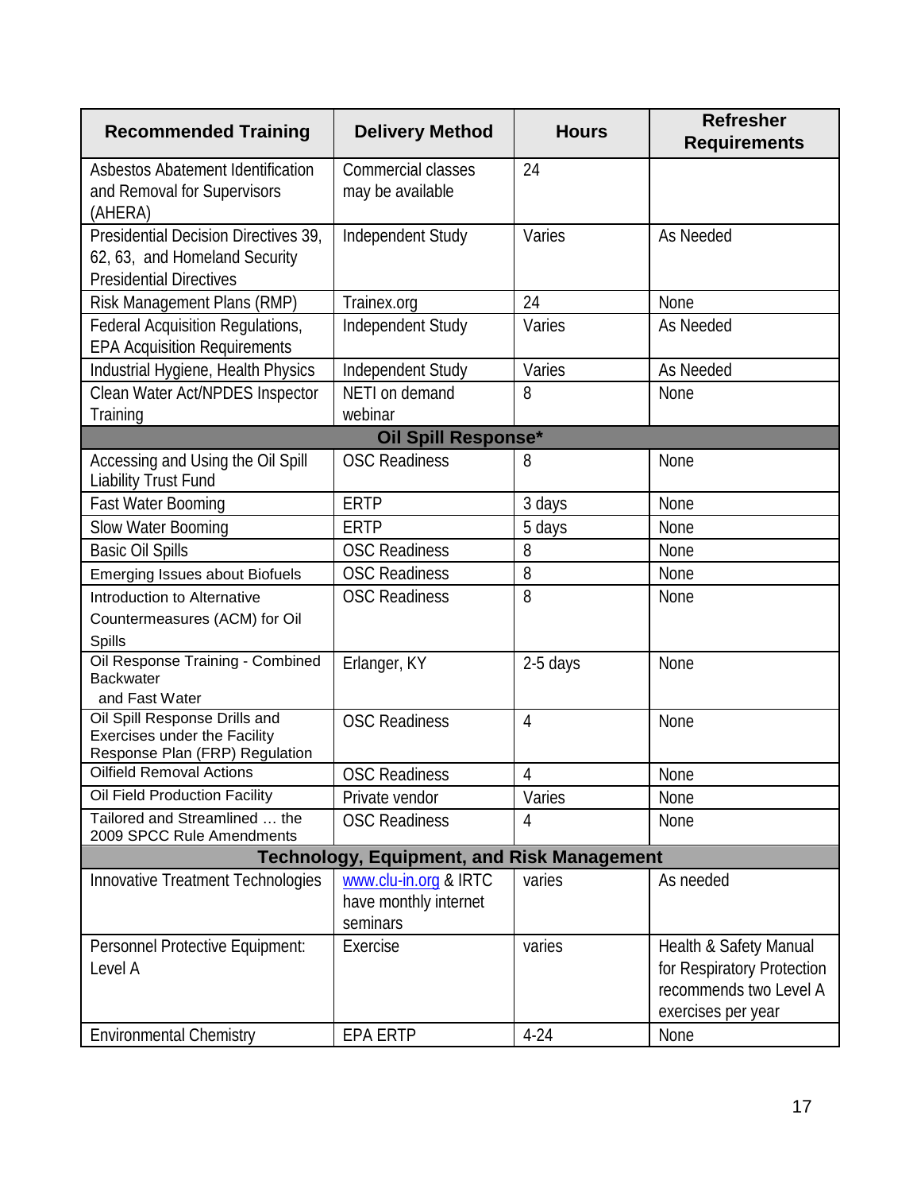| Recommended Training | Delivery Method | Hours | Refresher Requirements |
|---|---|---|---|
| Asbestos Abatement Identification and Removal for Supervisors (AHERA) | Commercial classes may be available | 24 | |
| Presidential Decision Directives 39, 62, 63, and Homeland Security Presidential Directives | Independent Study | Varies | As Needed |
| Risk Management Plans (RMP) | Trainex.org | 24 | None |
| Federal Acquisition Regulations, EPA Acquisition Requirements | Independent Study | Varies | As Needed |
| Industrial Hygiene, Health Physics | Independent Study | Varies | As Needed |
| Clean Water Act/NPDES Inspector Training | NETI on demand webinar | 8 | None |
| **Oil Spill Response*** | | | |
| Accessing and Using the Oil Spill Liability Trust Fund | OSC Readiness | 8 | None |
| Fast Water Booming | ERTP | 3 days | None |
| Slow Water Booming | ERTP | 5 days | None |
| Basic Oil Spills | OSC Readiness | 8 | None |
| Emerging Issues about Biofuels | OSC Readiness | 8 | None |
| Introduction to Alternative Countermeasures (ACM) for Oil Spills | OSC Readiness | 8 | None |
| Oil Response Training - Combined Backwater and Fast Water | Erlanger, KY | 2-5 days | None |
| Oil Spill Response Drills and Exercises under the Facility Response Plan (FRP) Regulation | OSC Readiness | 4 | None |
| Oilfield Removal Actions | OSC Readiness | 4 | None |
| Oil Field Production Facility | Private vendor | Varies | None |
| Tailored and Streamlined … the 2009 SPCC Rule Amendments | OSC Readiness | 4 | None |
| **Technology, Equipment, and Risk Management** | | | |
| Innovative Treatment Technologies | www.clu-in.org & IRTC have monthly internet seminars | varies | As needed |
| Personnel Protective Equipment: Level A | Exercise | varies | Health & Safety Manual for Respiratory Protection recommends two Level A exercises per year |
| Environmental Chemistry | EPA ERTP | 4-24 | None |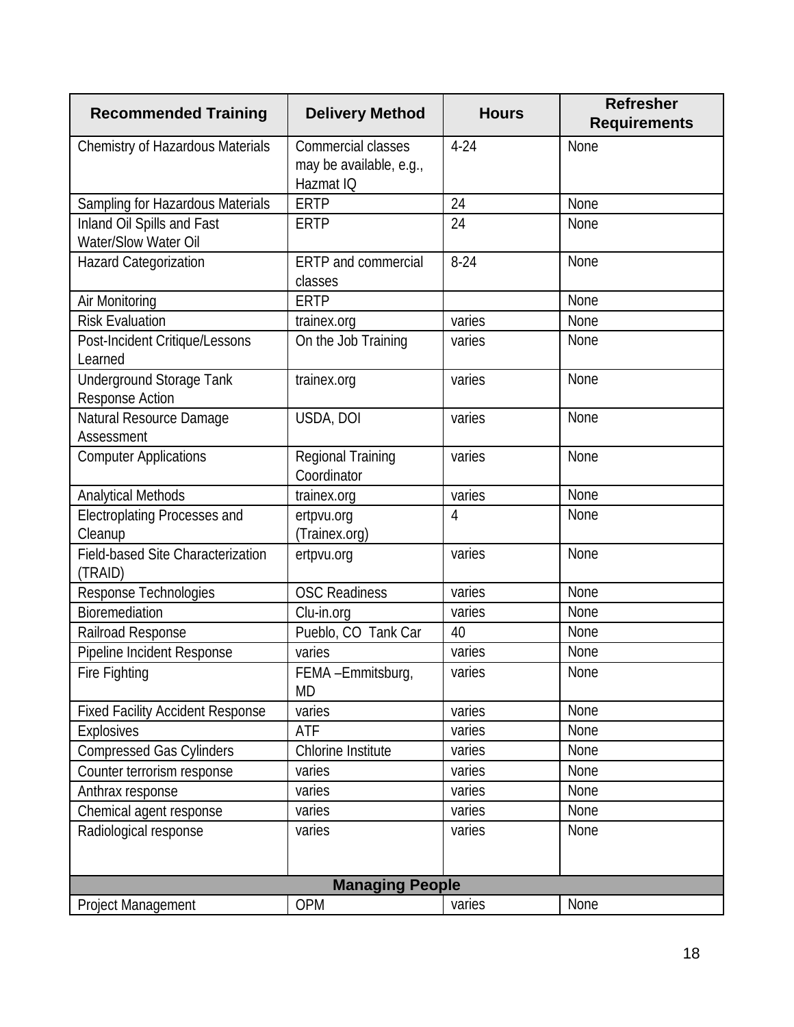| Recommended Training | Delivery Method | Hours | Refresher Requirements |
|---|---|---|---|
| Chemistry of Hazardous Materials | Commercial classes may be available, e.g., Hazmat IQ | 4-24 | None |
| Sampling for Hazardous Materials | ERTP | 24 | None |
| Inland Oil Spills and Fast Water/Slow Water Oil | ERTP | 24 | None |
| Hazard Categorization | ERTP and commercial classes | 8-24 | None |
| Air Monitoring | ERTP | | None |
| Risk Evaluation | trainex.org | varies | None |
| Post-Incident Critique/Lessons Learned | On the Job Training | varies | None |
| Underground Storage Tank Response Action | trainex.org | varies | None |
| Natural Resource Damage Assessment | USDA, DOI | varies | None |
| Computer Applications | Regional Training Coordinator | varies | None |
| Analytical Methods | trainex.org | varies | None |
| Electroplating Processes and Cleanup | ertpvu.org (Trainex.org) | 4 | None |
| Field-based Site Characterization (TRAID) | ertpvu.org | varies | None |
| Response Technologies | OSC Readiness | varies | None |
| Bioremediation | Clu-in.org | varies | None |
| Railroad Response | Pueblo, CO Tank Car | 40 | None |
| Pipeline Incident Response | varies | varies | None |
| Fire Fighting | FEMA –Emmitsburg, MD | varies | None |
| Fixed Facility Accident Response | varies | varies | None |
| Explosives | ATF | varies | None |
| Compressed Gas Cylinders | Chlorine Institute | varies | None |
| Counter terrorism response | varies | varies | None |
| Anthrax response | varies | varies | None |
| Chemical agent response | varies | varies | None |
| Radiological response | varies | varies | None |
| **Managing People** | | | |
| Project Management | OPM | varies | None |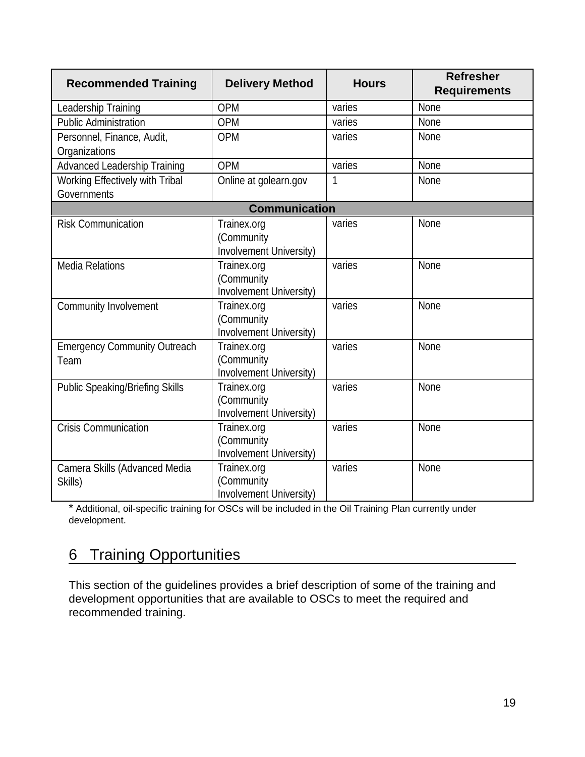| Recommended Training | Delivery Method | Hours | Refresher Requirements |
|---|---|---|---|
| Leadership Training | OPM | varies | None |
| Public Administration | OPM | varies | None |
| Personnel, Finance, Audit, Organizations | OPM | varies | None |
| Advanced Leadership Training | OPM | varies | None |
| Working Effectively with Tribal Governments | Online at golearn.gov | 1 | None |
| **Communication** | | | |
| Risk Communication | Trainex.org (Community Involvement University) | varies | None |
| Media Relations | Trainex.org (Community Involvement University) | varies | None |
| Community Involvement | Trainex.org (Community Involvement University) | varies | None |
| Emergency Community Outreach Team | Trainex.org (Community Involvement University) | varies | None |
| Public Speaking/Briefing Skills | Trainex.org (Community Involvement University) | varies | None |
| Crisis Communication | Trainex.org (Community Involvement University) | varies | None |
| Camera Skills (Advanced Media Skills) | Trainex.org (Community Involvement University) | varies | None |

* Additional, oil-specific training for OSCs will be included in the Oil Training Plan currently under development.

# 6 Training Opportunities

This section of the guidelines provides a brief description of some of the training and development opportunities that are available to OSCs to meet the required and recommended training.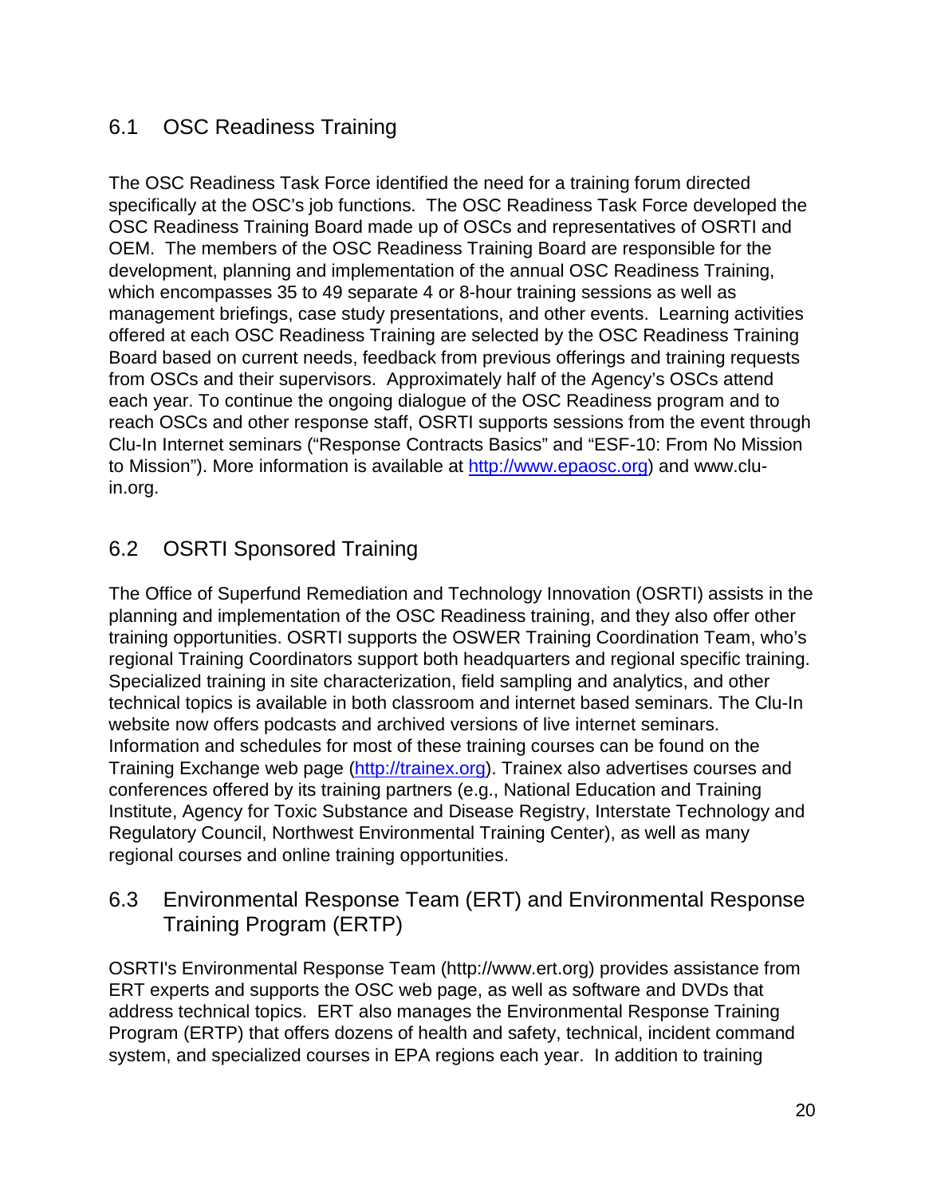## 6.1 OSC Readiness Training

The OSC Readiness Task Force identified the need for a training forum directed specifically at the OSC's job functions. The OSC Readiness Task Force developed the OSC Readiness Training Board made up of OSCs and representatives of OSRTI and OEM. The members of the OSC Readiness Training Board are responsible for the development, planning and implementation of the annual OSC Readiness Training, which encompasses 35 to 49 separate 4 or 8-hour training sessions as well as management briefings, case study presentations, and other events. Learning activities offered at each OSC Readiness Training are selected by the OSC Readiness Training Board based on current needs, feedback from previous offerings and training requests from OSCs and their supervisors. Approximately half of the Agency's OSCs attend each year. To continue the ongoing dialogue of the OSC Readiness program and to reach OSCs and other response staff, OSRTI supports sessions from the event through Clu-In Internet seminars ("Response Contracts Basics" and "ESF-10: From No Mission to Mission"). More information is available at http://www.epaosc.org) and www.clu-in.org.

## 6.2 OSRTI Sponsored Training

The Office of Superfund Remediation and Technology Innovation (OSRTI) assists in the planning and implementation of the OSC Readiness training, and they also offer other training opportunities. OSRTI supports the OSWER Training Coordination Team, who's regional Training Coordinators support both headquarters and regional specific training. Specialized training in site characterization, field sampling and analytics, and other technical topics is available in both classroom and internet based seminars. The Clu-In website now offers podcasts and archived versions of live internet seminars. Information and schedules for most of these training courses can be found on the Training Exchange web page (http://trainex.org). Trainex also advertises courses and conferences offered by its training partners (e.g., National Education and Training Institute, Agency for Toxic Substance and Disease Registry, Interstate Technology and Regulatory Council, Northwest Environmental Training Center), as well as many regional courses and online training opportunities.

## 6.3 Environmental Response Team (ERT) and Environmental Response Training Program (ERTP)

OSRTI's Environmental Response Team (http://www.ert.org) provides assistance from ERT experts and supports the OSC web page, as well as software and DVDs that address technical topics. ERT also manages the Environmental Response Training Program (ERTP) that offers dozens of health and safety, technical, incident command system, and specialized courses in EPA regions each year. In addition to training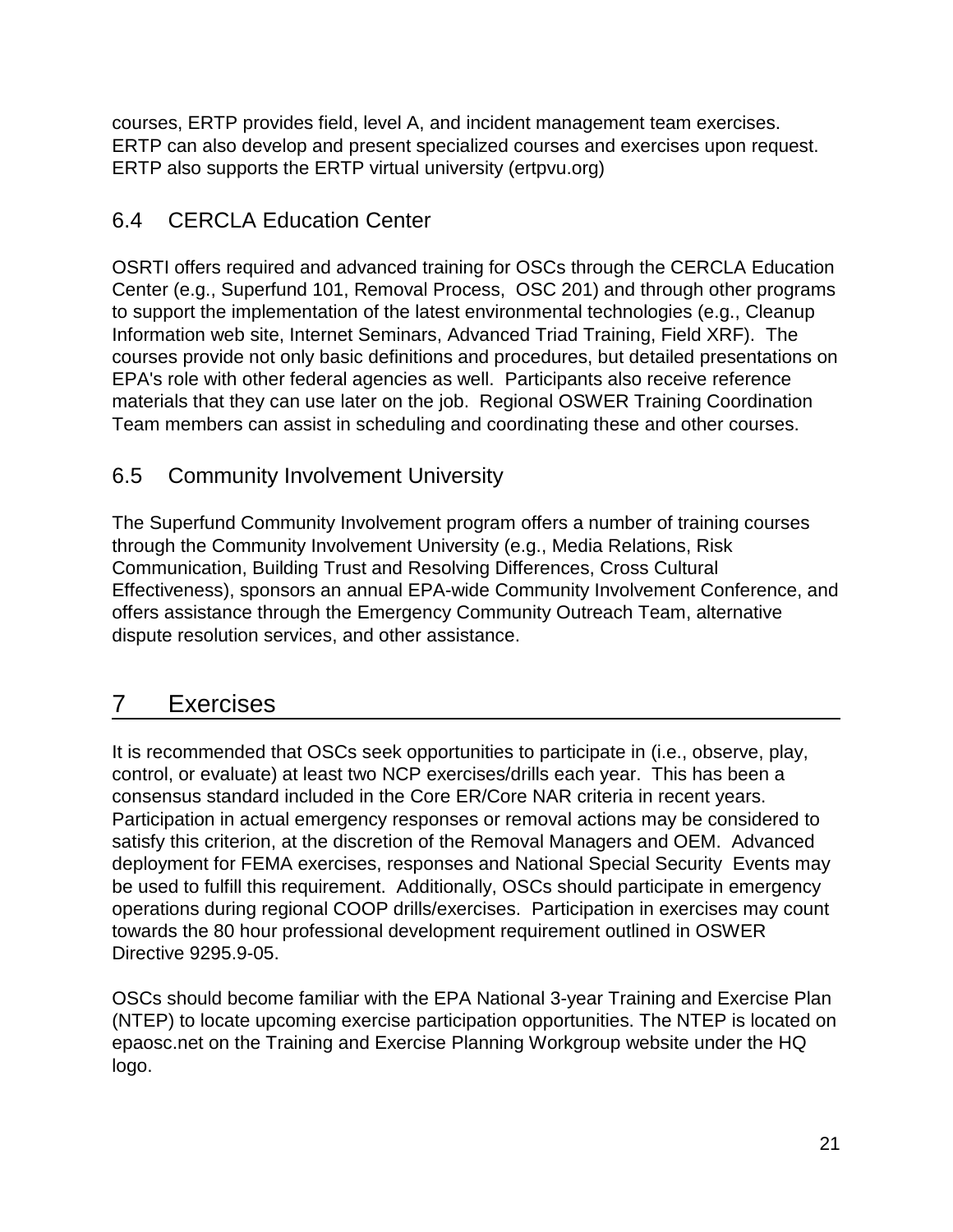courses, ERTP provides field, level A, and incident management team exercises. ERTP can also develop and present specialized courses and exercises upon request. ERTP also supports the ERTP virtual university (ertpvu.org)

## 6.4 CERCLA Education Center

OSRTI offers required and advanced training for OSCs through the CERCLA Education Center (e.g., Superfund 101, Removal Process, OSC 201) and through other programs to support the implementation of the latest environmental technologies (e.g., Cleanup Information web site, Internet Seminars, Advanced Triad Training, Field XRF). The courses provide not only basic definitions and procedures, but detailed presentations on EPA's role with other federal agencies as well. Participants also receive reference materials that they can use later on the job. Regional OSWER Training Coordination Team members can assist in scheduling and coordinating these and other courses.

## 6.5 Community Involvement University

The Superfund Community Involvement program offers a number of training courses through the Community Involvement University (e.g., Media Relations, Risk Communication, Building Trust and Resolving Differences, Cross Cultural Effectiveness), sponsors an annual EPA-wide Community Involvement Conference, and offers assistance through the Emergency Community Outreach Team, alternative dispute resolution services, and other assistance.

# 7 Exercises

It is recommended that OSCs seek opportunities to participate in (i.e., observe, play, control, or evaluate) at least two NCP exercises/drills each year. This has been a consensus standard included in the Core ER/Core NAR criteria in recent years. Participation in actual emergency responses or removal actions may be considered to satisfy this criterion, at the discretion of the Removal Managers and OEM. Advanced deployment for FEMA exercises, responses and National Special Security Events may be used to fulfill this requirement. Additionally, OSCs should participate in emergency operations during regional COOP drills/exercises. Participation in exercises may count towards the 80 hour professional development requirement outlined in OSWER Directive 9295.9-05.

OSCs should become familiar with the EPA National 3-year Training and Exercise Plan (NTEP) to locate upcoming exercise participation opportunities. The NTEP is located on epaosc.net on the Training and Exercise Planning Workgroup website under the HQ logo.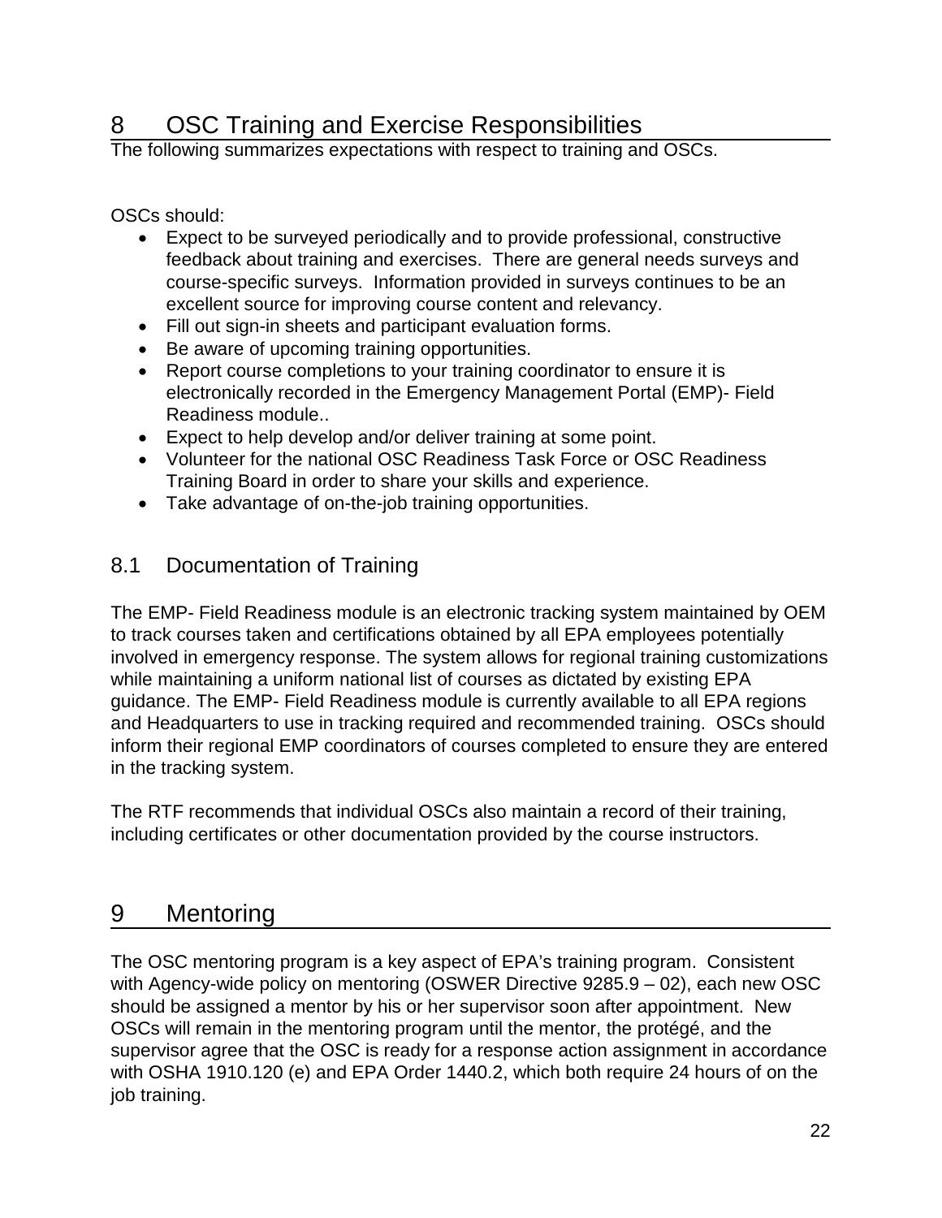# 8 OSC Training and Exercise Responsibilities

The following summarizes expectations with respect to training and OSCs.

OSCs should:

- Expect to be surveyed periodically and to provide professional, constructive feedback about training and exercises. There are general needs surveys and course-specific surveys. Information provided in surveys continues to be an excellent source for improving course content and relevancy.
- Fill out sign-in sheets and participant evaluation forms.
- Be aware of upcoming training opportunities.
- Report course completions to your training coordinator to ensure it is electronically recorded in the Emergency Management Portal (EMP)- Field Readiness module..
- Expect to help develop and/or deliver training at some point.
- Volunteer for the national OSC Readiness Task Force or OSC Readiness Training Board in order to share your skills and experience.
- Take advantage of on-the-job training opportunities.

## 8.1 Documentation of Training

The EMP- Field Readiness module is an electronic tracking system maintained by OEM to track courses taken and certifications obtained by all EPA employees potentially involved in emergency response. The system allows for regional training customizations while maintaining a uniform national list of courses as dictated by existing EPA guidance. The EMP- Field Readiness module is currently available to all EPA regions and Headquarters to use in tracking required and recommended training. OSCs should inform their regional EMP coordinators of courses completed to ensure they are entered in the tracking system.

The RTF recommends that individual OSCs also maintain a record of their training, including certificates or other documentation provided by the course instructors.

# 9 Mentoring

The OSC mentoring program is a key aspect of EPA's training program. Consistent with Agency-wide policy on mentoring (OSWER Directive 9285.9 – 02), each new OSC should be assigned a mentor by his or her supervisor soon after appointment. New OSCs will remain in the mentoring program until the mentor, the protégé, and the supervisor agree that the OSC is ready for a response action assignment in accordance with OSHA 1910.120 (e) and EPA Order 1440.2, which both require 24 hours of on the job training.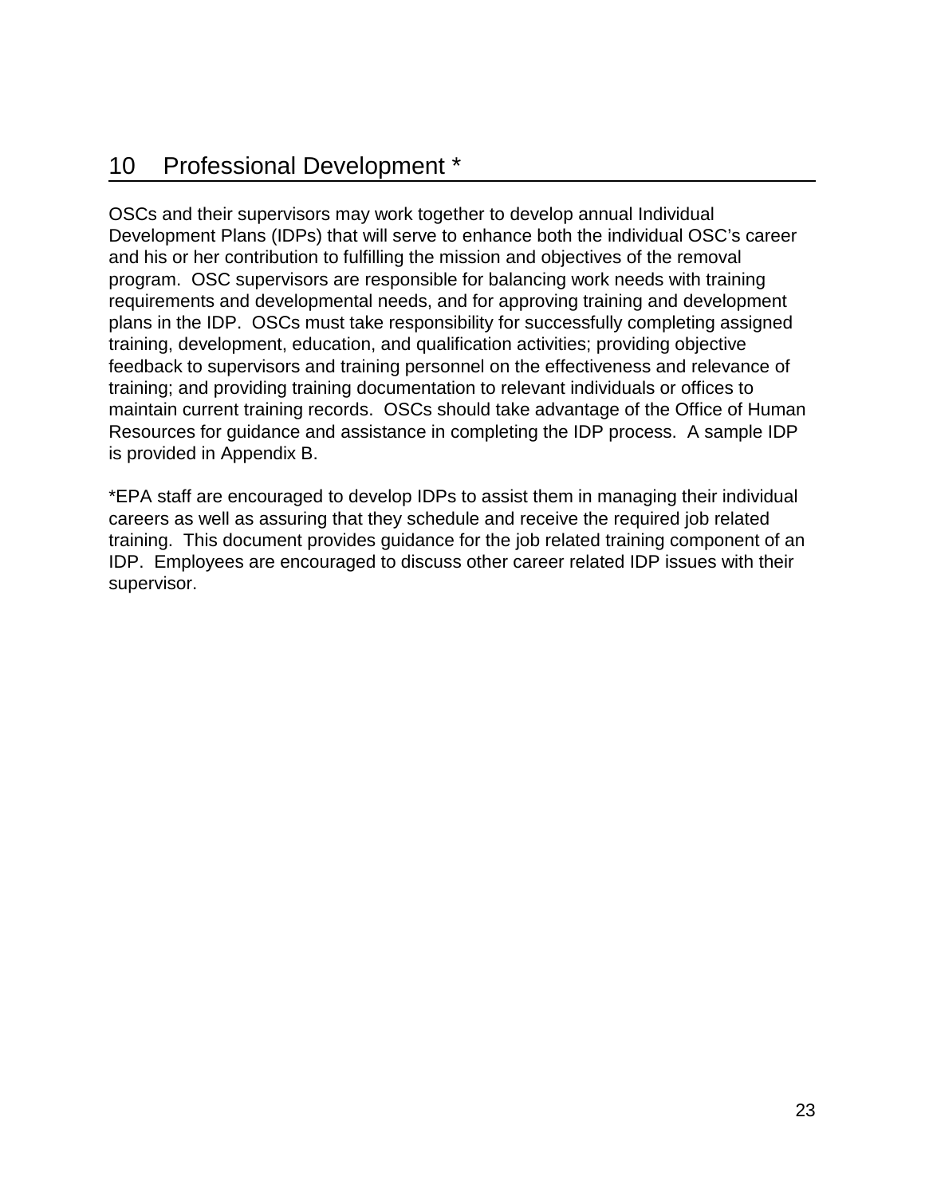# 10 Professional Development *

OSCs and their supervisors may work together to develop annual Individual Development Plans (IDPs) that will serve to enhance both the individual OSC's career and his or her contribution to fulfilling the mission and objectives of the removal program. OSC supervisors are responsible for balancing work needs with training requirements and developmental needs, and for approving training and development plans in the IDP. OSCs must take responsibility for successfully completing assigned training, development, education, and qualification activities; providing objective feedback to supervisors and training personnel on the effectiveness and relevance of training; and providing training documentation to relevant individuals or offices to maintain current training records. OSCs should take advantage of the Office of Human Resources for guidance and assistance in completing the IDP process. A sample IDP is provided in Appendix B.

*EPA staff are encouraged to develop IDPs to assist them in managing their individual careers as well as assuring that they schedule and receive the required job related training. This document provides guidance for the job related training component of an IDP. Employees are encouraged to discuss other career related IDP issues with their supervisor.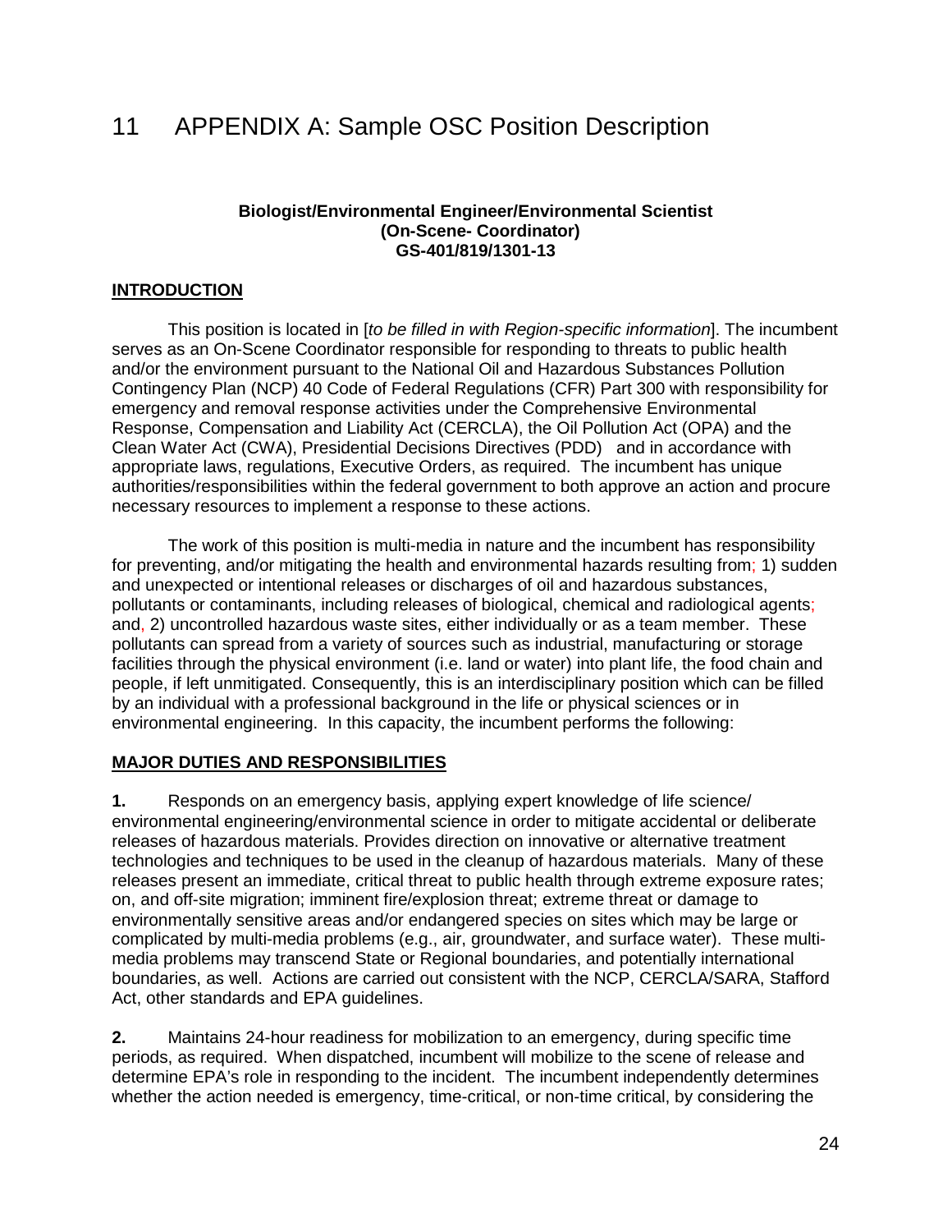# 11 APPENDIX A: Sample OSC Position Description

**Biologist/Environmental Engineer/Environmental Scientist**
**(On-Scene- Coordinator)**
**GS-401/819/1301-13**

## INTRODUCTION

This position is located in [*to be filled in with Region-specific information*]. The incumbent serves as an On-Scene Coordinator responsible for responding to threats to public health and/or the environment pursuant to the National Oil and Hazardous Substances Pollution Contingency Plan (NCP) 40 Code of Federal Regulations (CFR) Part 300 with responsibility for emergency and removal response activities under the Comprehensive Environmental Response, Compensation and Liability Act (CERCLA), the Oil Pollution Act (OPA) and the Clean Water Act (CWA), Presidential Decisions Directives (PDD) and in accordance with appropriate laws, regulations, Executive Orders, as required. The incumbent has unique authorities/responsibilities within the federal government to both approve an action and procure necessary resources to implement a response to these actions.

The work of this position is multi-media in nature and the incumbent has responsibility for preventing, and/or mitigating the health and environmental hazards resulting from; 1) sudden and unexpected or intentional releases or discharges of oil and hazardous substances, pollutants or contaminants, including releases of biological, chemical and radiological agents; and, 2) uncontrolled hazardous waste sites, either individually or as a team member. These pollutants can spread from a variety of sources such as industrial, manufacturing or storage facilities through the physical environment (i.e. land or water) into plant life, the food chain and people, if left unmitigated. Consequently, this is an interdisciplinary position which can be filled by an individual with a professional background in the life or physical sciences or in environmental engineering. In this capacity, the incumbent performs the following:

## MAJOR DUTIES AND RESPONSIBILITIES

**1.** Responds on an emergency basis, applying expert knowledge of life science/ environmental engineering/environmental science in order to mitigate accidental or deliberate releases of hazardous materials. Provides direction on innovative or alternative treatment technologies and techniques to be used in the cleanup of hazardous materials. Many of these releases present an immediate, critical threat to public health through extreme exposure rates; on, and off-site migration; imminent fire/explosion threat; extreme threat or damage to environmentally sensitive areas and/or endangered species on sites which may be large or complicated by multi-media problems (e.g., air, groundwater, and surface water). These multi-media problems may transcend State or Regional boundaries, and potentially international boundaries, as well. Actions are carried out consistent with the NCP, CERCLA/SARA, Stafford Act, other standards and EPA guidelines.

**2.** Maintains 24-hour readiness for mobilization to an emergency, during specific time periods, as required. When dispatched, incumbent will mobilize to the scene of release and determine EPA's role in responding to the incident. The incumbent independently determines whether the action needed is emergency, time-critical, or non-time critical, by considering the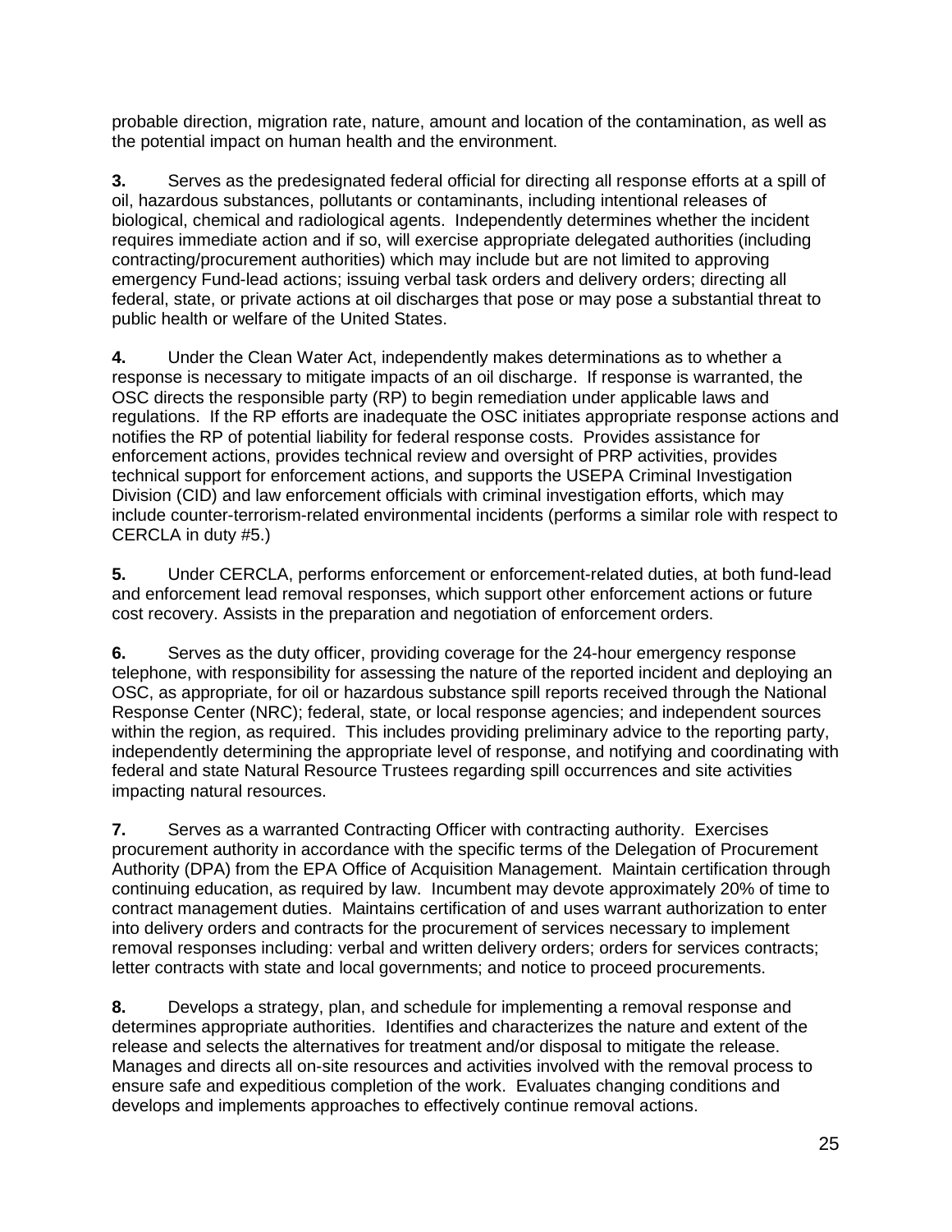probable direction, migration rate, nature, amount and location of the contamination, as well as the potential impact on human health and the environment.

**3.** Serves as the predesignated federal official for directing all response efforts at a spill of oil, hazardous substances, pollutants or contaminants, including intentional releases of biological, chemical and radiological agents. Independently determines whether the incident requires immediate action and if so, will exercise appropriate delegated authorities (including contracting/procurement authorities) which may include but are not limited to approving emergency Fund-lead actions; issuing verbal task orders and delivery orders; directing all federal, state, or private actions at oil discharges that pose or may pose a substantial threat to public health or welfare of the United States.

**4.** Under the Clean Water Act, independently makes determinations as to whether a response is necessary to mitigate impacts of an oil discharge. If response is warranted, the OSC directs the responsible party (RP) to begin remediation under applicable laws and regulations. If the RP efforts are inadequate the OSC initiates appropriate response actions and notifies the RP of potential liability for federal response costs. Provides assistance for enforcement actions, provides technical review and oversight of PRP activities, provides technical support for enforcement actions, and supports the USEPA Criminal Investigation Division (CID) and law enforcement officials with criminal investigation efforts, which may include counter-terrorism-related environmental incidents (performs a similar role with respect to CERCLA in duty #5.)

**5.** Under CERCLA, performs enforcement or enforcement-related duties, at both fund-lead and enforcement lead removal responses, which support other enforcement actions or future cost recovery. Assists in the preparation and negotiation of enforcement orders.

**6.** Serves as the duty officer, providing coverage for the 24-hour emergency response telephone, with responsibility for assessing the nature of the reported incident and deploying an OSC, as appropriate, for oil or hazardous substance spill reports received through the National Response Center (NRC); federal, state, or local response agencies; and independent sources within the region, as required. This includes providing preliminary advice to the reporting party, independently determining the appropriate level of response, and notifying and coordinating with federal and state Natural Resource Trustees regarding spill occurrences and site activities impacting natural resources.

**7.** Serves as a warranted Contracting Officer with contracting authority. Exercises procurement authority in accordance with the specific terms of the Delegation of Procurement Authority (DPA) from the EPA Office of Acquisition Management. Maintain certification through continuing education, as required by law. Incumbent may devote approximately 20% of time to contract management duties. Maintains certification of and uses warrant authorization to enter into delivery orders and contracts for the procurement of services necessary to implement removal responses including: verbal and written delivery orders; orders for services contracts; letter contracts with state and local governments; and notice to proceed procurements.

**8.** Develops a strategy, plan, and schedule for implementing a removal response and determines appropriate authorities. Identifies and characterizes the nature and extent of the release and selects the alternatives for treatment and/or disposal to mitigate the release. Manages and directs all on-site resources and activities involved with the removal process to ensure safe and expeditious completion of the work. Evaluates changing conditions and develops and implements approaches to effectively continue removal actions.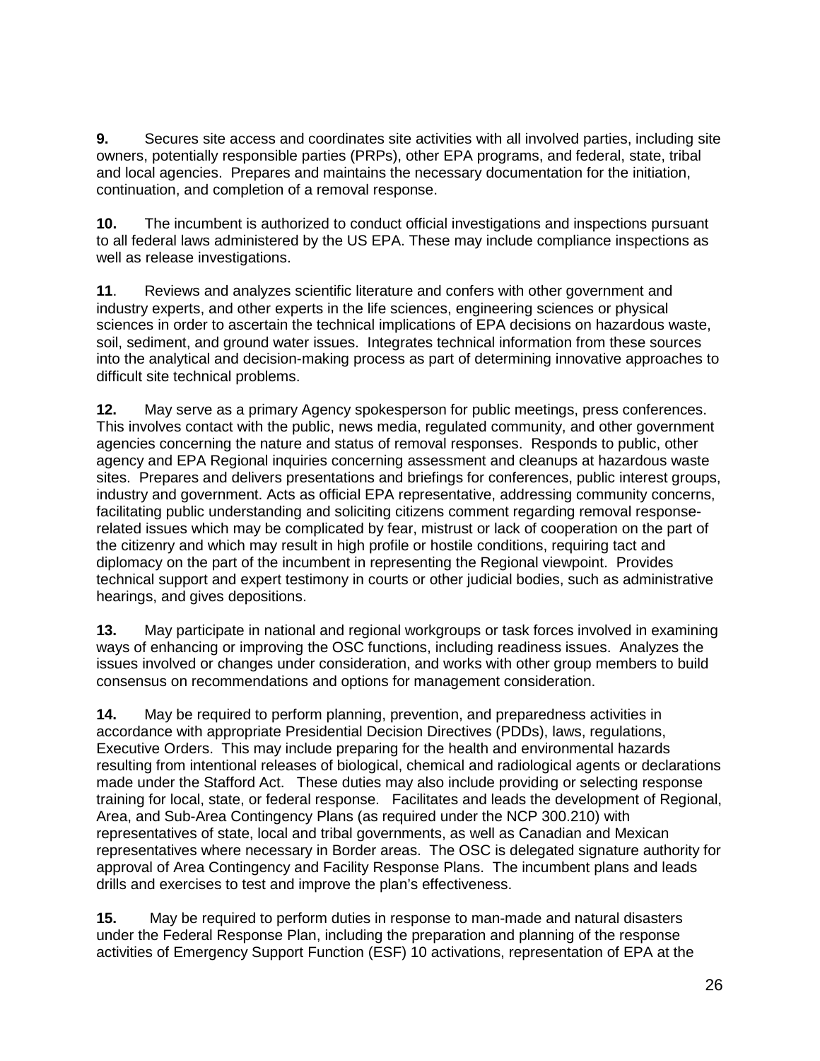**9.** Secures site access and coordinates site activities with all involved parties, including site owners, potentially responsible parties (PRPs), other EPA programs, and federal, state, tribal and local agencies. Prepares and maintains the necessary documentation for the initiation, continuation, and completion of a removal response.

**10.** The incumbent is authorized to conduct official investigations and inspections pursuant to all federal laws administered by the US EPA. These may include compliance inspections as well as release investigations.

**11**. Reviews and analyzes scientific literature and confers with other government and industry experts, and other experts in the life sciences, engineering sciences or physical sciences in order to ascertain the technical implications of EPA decisions on hazardous waste, soil, sediment, and ground water issues. Integrates technical information from these sources into the analytical and decision-making process as part of determining innovative approaches to difficult site technical problems.

**12.** May serve as a primary Agency spokesperson for public meetings, press conferences. This involves contact with the public, news media, regulated community, and other government agencies concerning the nature and status of removal responses. Responds to public, other agency and EPA Regional inquiries concerning assessment and cleanups at hazardous waste sites. Prepares and delivers presentations and briefings for conferences, public interest groups, industry and government. Acts as official EPA representative, addressing community concerns, facilitating public understanding and soliciting citizens comment regarding removal response-related issues which may be complicated by fear, mistrust or lack of cooperation on the part of the citizenry and which may result in high profile or hostile conditions, requiring tact and diplomacy on the part of the incumbent in representing the Regional viewpoint. Provides technical support and expert testimony in courts or other judicial bodies, such as administrative hearings, and gives depositions.

**13.** May participate in national and regional workgroups or task forces involved in examining ways of enhancing or improving the OSC functions, including readiness issues. Analyzes the issues involved or changes under consideration, and works with other group members to build consensus on recommendations and options for management consideration.

**14.** May be required to perform planning, prevention, and preparedness activities in accordance with appropriate Presidential Decision Directives (PDDs), laws, regulations, Executive Orders. This may include preparing for the health and environmental hazards resulting from intentional releases of biological, chemical and radiological agents or declarations made under the Stafford Act. These duties may also include providing or selecting response training for local, state, or federal response. Facilitates and leads the development of Regional, Area, and Sub-Area Contingency Plans (as required under the NCP 300.210) with representatives of state, local and tribal governments, as well as Canadian and Mexican representatives where necessary in Border areas. The OSC is delegated signature authority for approval of Area Contingency and Facility Response Plans. The incumbent plans and leads drills and exercises to test and improve the plan's effectiveness.

**15.** May be required to perform duties in response to man-made and natural disasters under the Federal Response Plan, including the preparation and planning of the response activities of Emergency Support Function (ESF) 10 activations, representation of EPA at the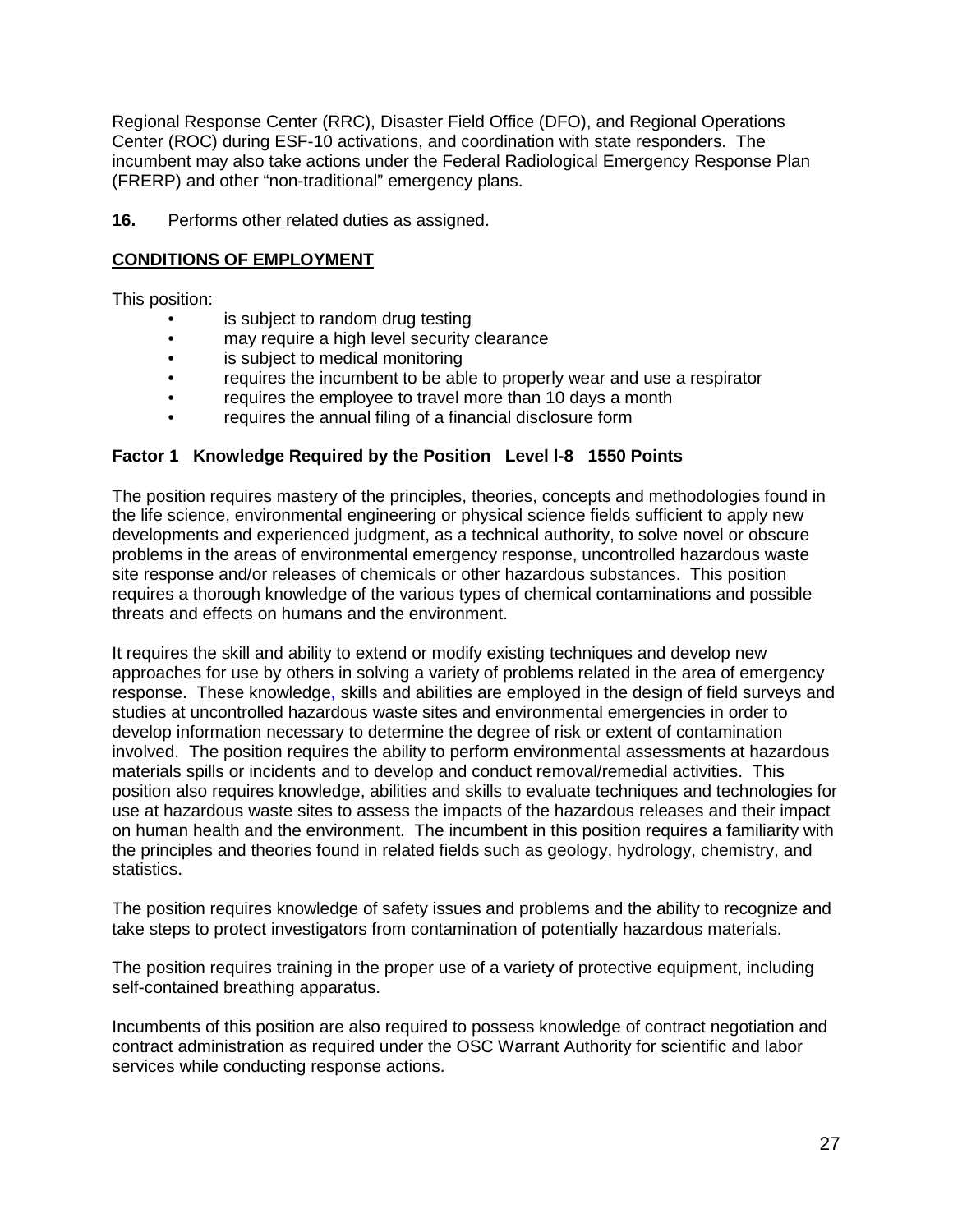Regional Response Center (RRC), Disaster Field Office (DFO), and Regional Operations Center (ROC) during ESF-10 activations, and coordination with state responders. The incumbent may also take actions under the Federal Radiological Emergency Response Plan (FRERP) and other “non-traditional” emergency plans.

**16.** Performs other related duties as assigned.

**CONDITIONS OF EMPLOYMENT**

This position:

- is subject to random drug testing
- may require a high level security clearance
- is subject to medical monitoring
- requires the incumbent to be able to properly wear and use a respirator
- requires the employee to travel more than 10 days a month
- requires the annual filing of a financial disclosure form

**Factor 1 Knowledge Required by the Position Level I-8 1550 Points**

The position requires mastery of the principles, theories, concepts and methodologies found in the life science, environmental engineering or physical science fields sufficient to apply new developments and experienced judgment, as a technical authority, to solve novel or obscure problems in the areas of environmental emergency response, uncontrolled hazardous waste site response and/or releases of chemicals or other hazardous substances. This position requires a thorough knowledge of the various types of chemical contaminations and possible threats and effects on humans and the environment.

It requires the skill and ability to extend or modify existing techniques and develop new approaches for use by others in solving a variety of problems related in the area of emergency response. These knowledge, skills and abilities are employed in the design of field surveys and studies at uncontrolled hazardous waste sites and environmental emergencies in order to develop information necessary to determine the degree of risk or extent of contamination involved. The position requires the ability to perform environmental assessments at hazardous materials spills or incidents and to develop and conduct removal/remedial activities. This position also requires knowledge, abilities and skills to evaluate techniques and technologies for use at hazardous waste sites to assess the impacts of the hazardous releases and their impact on human health and the environment. The incumbent in this position requires a familiarity with the principles and theories found in related fields such as geology, hydrology, chemistry, and statistics.

The position requires knowledge of safety issues and problems and the ability to recognize and take steps to protect investigators from contamination of potentially hazardous materials.

The position requires training in the proper use of a variety of protective equipment, including self-contained breathing apparatus.

Incumbents of this position are also required to possess knowledge of contract negotiation and contract administration as required under the OSC Warrant Authority for scientific and labor services while conducting response actions.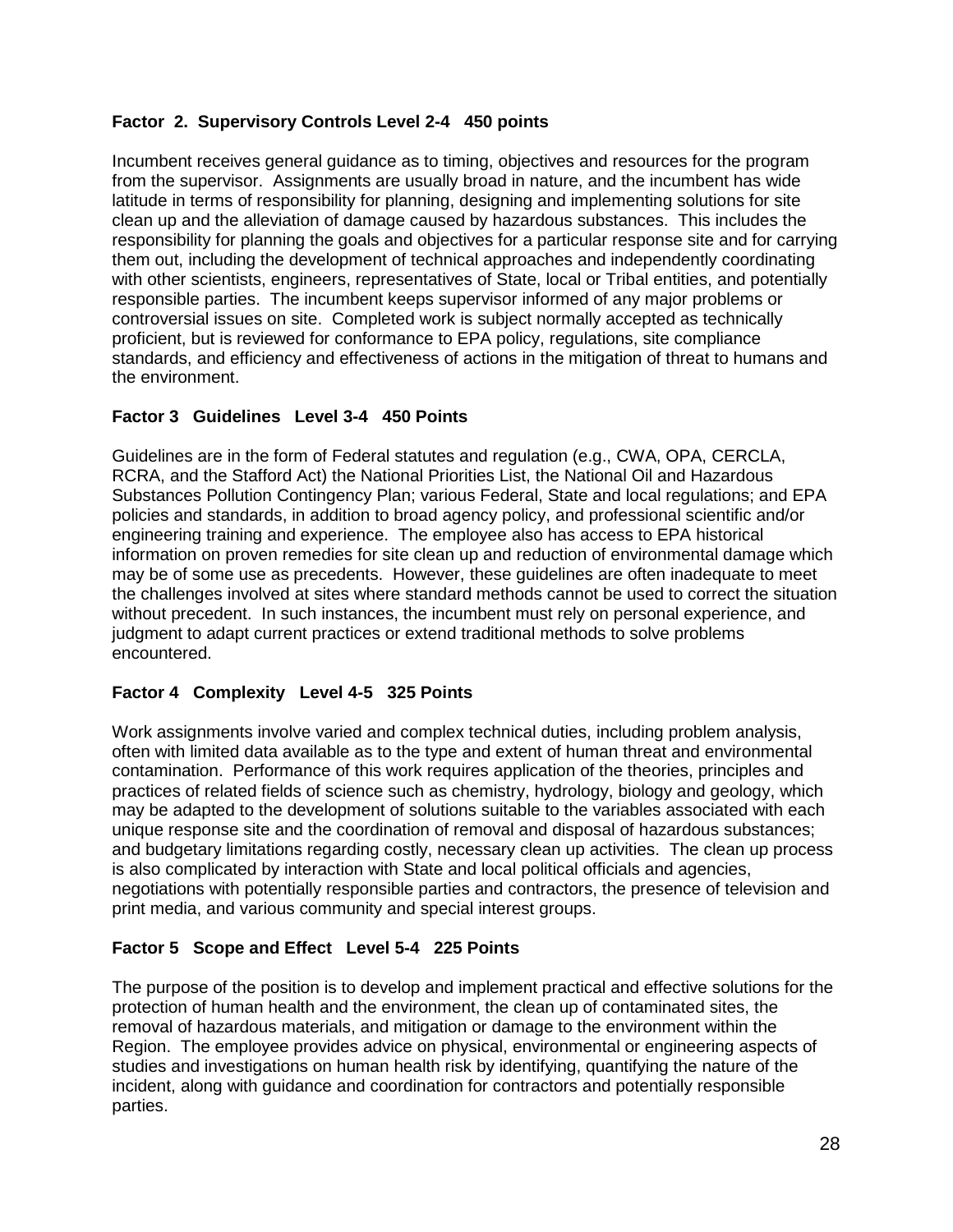**Factor 2. Supervisory Controls Level 2-4 450 points**

Incumbent receives general guidance as to timing, objectives and resources for the program from the supervisor. Assignments are usually broad in nature, and the incumbent has wide latitude in terms of responsibility for planning, designing and implementing solutions for site clean up and the alleviation of damage caused by hazardous substances. This includes the responsibility for planning the goals and objectives for a particular response site and for carrying them out, including the development of technical approaches and independently coordinating with other scientists, engineers, representatives of State, local or Tribal entities, and potentially responsible parties. The incumbent keeps supervisor informed of any major problems or controversial issues on site. Completed work is subject normally accepted as technically proficient, but is reviewed for conformance to EPA policy, regulations, site compliance standards, and efficiency and effectiveness of actions in the mitigation of threat to humans and the environment.

**Factor 3 Guidelines Level 3-4 450 Points**

Guidelines are in the form of Federal statutes and regulation (e.g., CWA, OPA, CERCLA, RCRA, and the Stafford Act) the National Priorities List, the National Oil and Hazardous Substances Pollution Contingency Plan; various Federal, State and local regulations; and EPA policies and standards, in addition to broad agency policy, and professional scientific and/or engineering training and experience. The employee also has access to EPA historical information on proven remedies for site clean up and reduction of environmental damage which may be of some use as precedents. However, these guidelines are often inadequate to meet the challenges involved at sites where standard methods cannot be used to correct the situation without precedent. In such instances, the incumbent must rely on personal experience, and judgment to adapt current practices or extend traditional methods to solve problems encountered.

**Factor 4 Complexity Level 4-5 325 Points**

Work assignments involve varied and complex technical duties, including problem analysis, often with limited data available as to the type and extent of human threat and environmental contamination. Performance of this work requires application of the theories, principles and practices of related fields of science such as chemistry, hydrology, biology and geology, which may be adapted to the development of solutions suitable to the variables associated with each unique response site and the coordination of removal and disposal of hazardous substances; and budgetary limitations regarding costly, necessary clean up activities. The clean up process is also complicated by interaction with State and local political officials and agencies, negotiations with potentially responsible parties and contractors, the presence of television and print media, and various community and special interest groups.

**Factor 5 Scope and Effect Level 5-4 225 Points**

The purpose of the position is to develop and implement practical and effective solutions for the protection of human health and the environment, the clean up of contaminated sites, the removal of hazardous materials, and mitigation or damage to the environment within the Region. The employee provides advice on physical, environmental or engineering aspects of studies and investigations on human health risk by identifying, quantifying the nature of the incident, along with guidance and coordination for contractors and potentially responsible parties.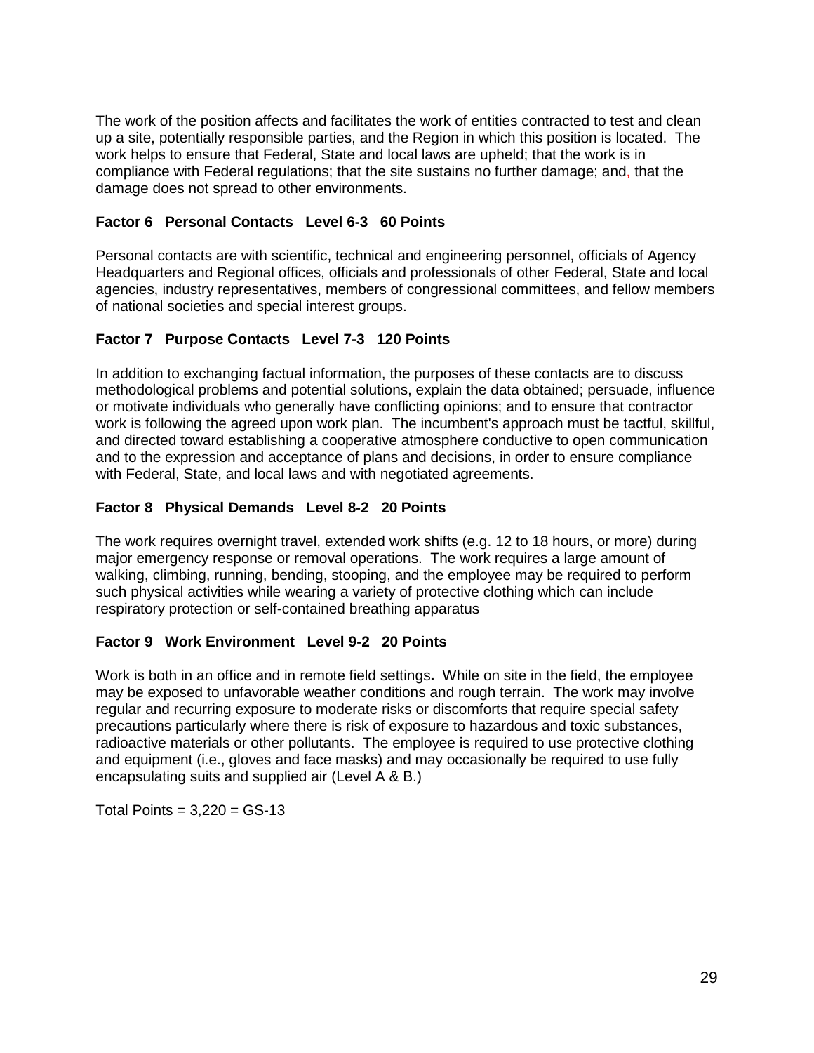The work of the position affects and facilitates the work of entities contracted to test and clean up a site, potentially responsible parties, and the Region in which this position is located. The work helps to ensure that Federal, State and local laws are upheld; that the work is in compliance with Federal regulations; that the site sustains no further damage; and, that the damage does not spread to other environments.

**Factor 6 Personal Contacts Level 6-3 60 Points**

Personal contacts are with scientific, technical and engineering personnel, officials of Agency Headquarters and Regional offices, officials and professionals of other Federal, State and local agencies, industry representatives, members of congressional committees, and fellow members of national societies and special interest groups.

**Factor 7 Purpose Contacts Level 7-3 120 Points**

In addition to exchanging factual information, the purposes of these contacts are to discuss methodological problems and potential solutions, explain the data obtained; persuade, influence or motivate individuals who generally have conflicting opinions; and to ensure that contractor work is following the agreed upon work plan. The incumbent's approach must be tactful, skillful, and directed toward establishing a cooperative atmosphere conductive to open communication and to the expression and acceptance of plans and decisions, in order to ensure compliance with Federal, State, and local laws and with negotiated agreements.

**Factor 8 Physical Demands Level 8-2 20 Points**

The work requires overnight travel, extended work shifts (e.g. 12 to 18 hours, or more) during major emergency response or removal operations. The work requires a large amount of walking, climbing, running, bending, stooping, and the employee may be required to perform such physical activities while wearing a variety of protective clothing which can include respiratory protection or self-contained breathing apparatus

**Factor 9 Work Environment Level 9-2 20 Points**

Work is both in an office and in remote field settings**.** While on site in the field, the employee may be exposed to unfavorable weather conditions and rough terrain. The work may involve regular and recurring exposure to moderate risks or discomforts that require special safety precautions particularly where there is risk of exposure to hazardous and toxic substances, radioactive materials or other pollutants. The employee is required to use protective clothing and equipment (i.e., gloves and face masks) and may occasionally be required to use fully encapsulating suits and supplied air (Level A & B.)

Total Points = 3,220 = GS-13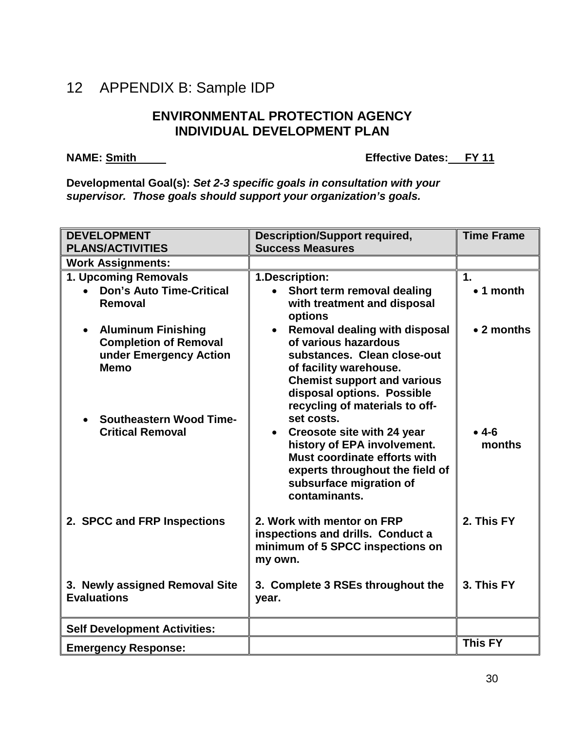# 12 APPENDIX B: Sample IDP

**ENVIRONMENTAL PROTECTION AGENCY**
**INDIVIDUAL DEVELOPMENT PLAN**

**NAME: Smith** **Effective Dates: FY 11**

**Developmental Goal(s):** ***Set 2-3 specific goals in consultation with your supervisor. Those goals should support your organization's goals.***

| DEVELOPMENT PLANS/ACTIVITIES | Description/Support required, Success Measures | Time Frame |
|---|---|---|
| **Work Assignments:** | | |
| **1. Upcoming Removals**<br>• **Don's Auto Time-Critical Removal**<br>• **Aluminum Finishing Completion of Removal under Emergency Action Memo**<br>• **Southeastern Wood Time-Critical Removal** | **1.Description:**<br>• **Short term removal dealing with treatment and disposal options**<br>• **Removal dealing with disposal of various hazardous substances. Clean close-out of facility warehouse. Chemist support and various disposal options. Possible recycling of materials to off-set costs.**<br>• **Creosote site with 24 year history of EPA involvement. Must coordinate efforts with experts throughout the field of subsurface migration of contaminants.** | **1.**<br>• **1 month**<br>• **2 months**<br>• **4-6 months** |
| **2. SPCC and FRP Inspections** | **2. Work with mentor on FRP inspections and drills. Conduct a minimum of 5 SPCC inspections on my own.** | **2. This FY** |
| **3. Newly assigned Removal Site Evaluations** | **3. Complete 3 RSEs throughout the year.** | **3. This FY** |
| **Self Development Activities:** | | |
| **Emergency Response:** | | **This FY** |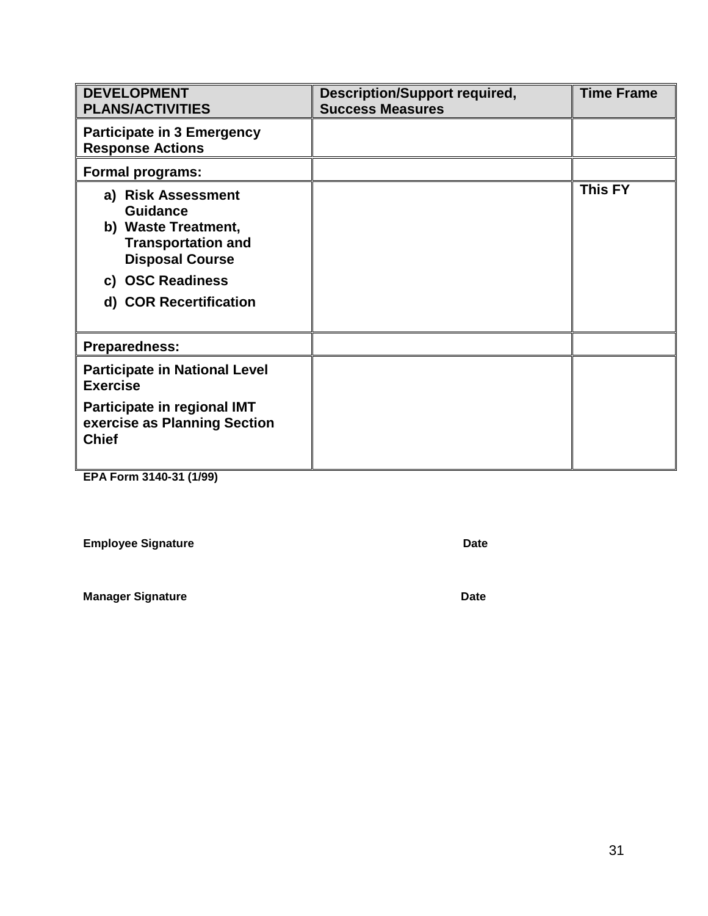| DEVELOPMENT PLANS/ACTIVITIES | Description/Support required, Success Measures | Time Frame |
|---|---|---|
| **Participate in 3 Emergency Response Actions** | | |
| **Formal programs:** | | |
| **a) Risk Assessment Guidance**<br>**b) Waste Treatment, Transportation and Disposal Course**<br>**c) OSC Readiness**<br>**d) COR Recertification** | | **This FY** |
| **Preparedness:** | | |
| **Participate in National Level Exercise**<br>**Participate in regional IMT exercise as Planning Section Chief** | | |

**EPA Form 3140-31 (1/99)**

**Employee Signature** **Date**

**Manager Signature** **Date**